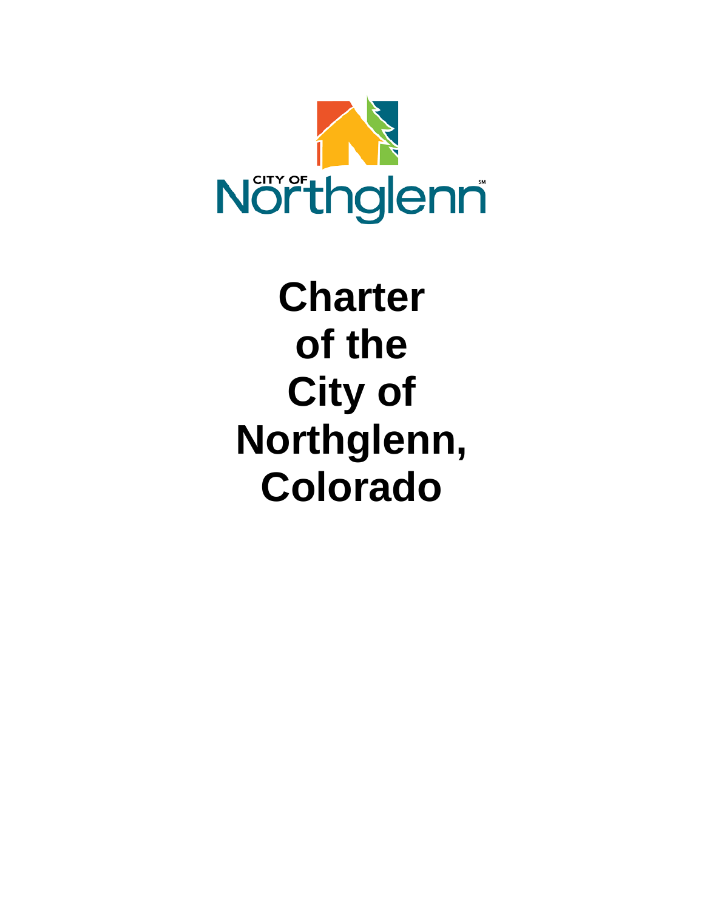# Charter of the City of Northglenn, Colorado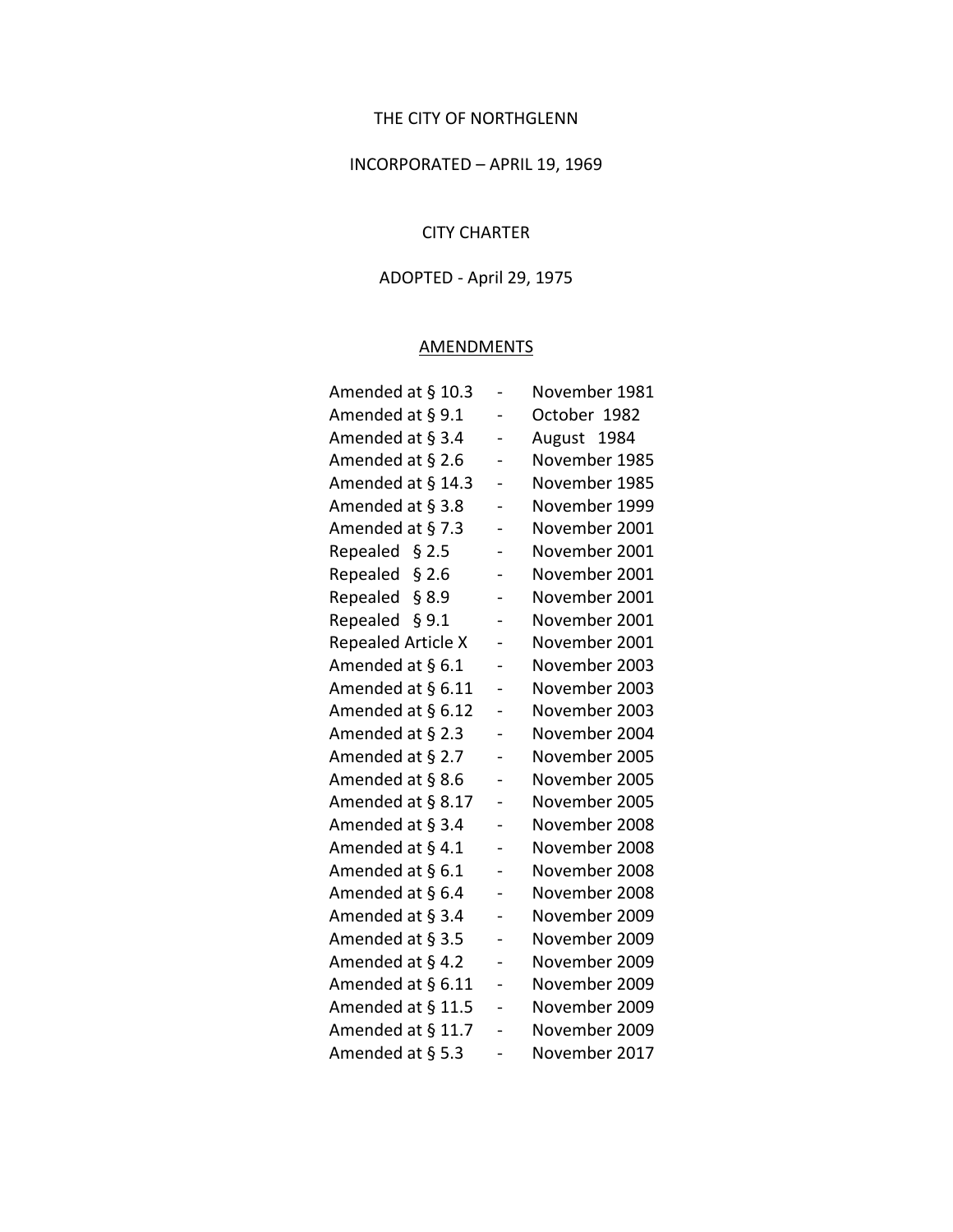THE CITY OF NORTHGLENN

INCORPORATED – APRIL 19, 1969

CITY CHARTER

ADOPTED - April 29, 1975

AMENDMENTS

| | | |
|---|---|---|
| Amended at § 10.3 | - | November 1981 |
| Amended at § 9.1 | - | October 1982 |
| Amended at § 3.4 | - | August 1984 |
| Amended at § 2.6 | - | November 1985 |
| Amended at § 14.3 | - | November 1985 |
| Amended at § 3.8 | - | November 1999 |
| Amended at § 7.3 | - | November 2001 |
| Repealed § 2.5 | - | November 2001 |
| Repealed § 2.6 | - | November 2001 |
| Repealed § 8.9 | - | November 2001 |
| Repealed § 9.1 | - | November 2001 |
| Repealed Article X | - | November 2001 |
| Amended at § 6.1 | - | November 2003 |
| Amended at § 6.11 | - | November 2003 |
| Amended at § 6.12 | - | November 2003 |
| Amended at § 2.3 | - | November 2004 |
| Amended at § 2.7 | - | November 2005 |
| Amended at § 8.6 | - | November 2005 |
| Amended at § 8.17 | - | November 2005 |
| Amended at § 3.4 | - | November 2008 |
| Amended at § 4.1 | - | November 2008 |
| Amended at § 6.1 | - | November 2008 |
| Amended at § 6.4 | - | November 2008 |
| Amended at § 3.4 | - | November 2009 |
| Amended at § 3.5 | - | November 2009 |
| Amended at § 4.2 | - | November 2009 |
| Amended at § 6.11 | - | November 2009 |
| Amended at § 11.5 | - | November 2009 |
| Amended at § 11.7 | - | November 2009 |
| Amended at § 5.3 | - | November 2017 |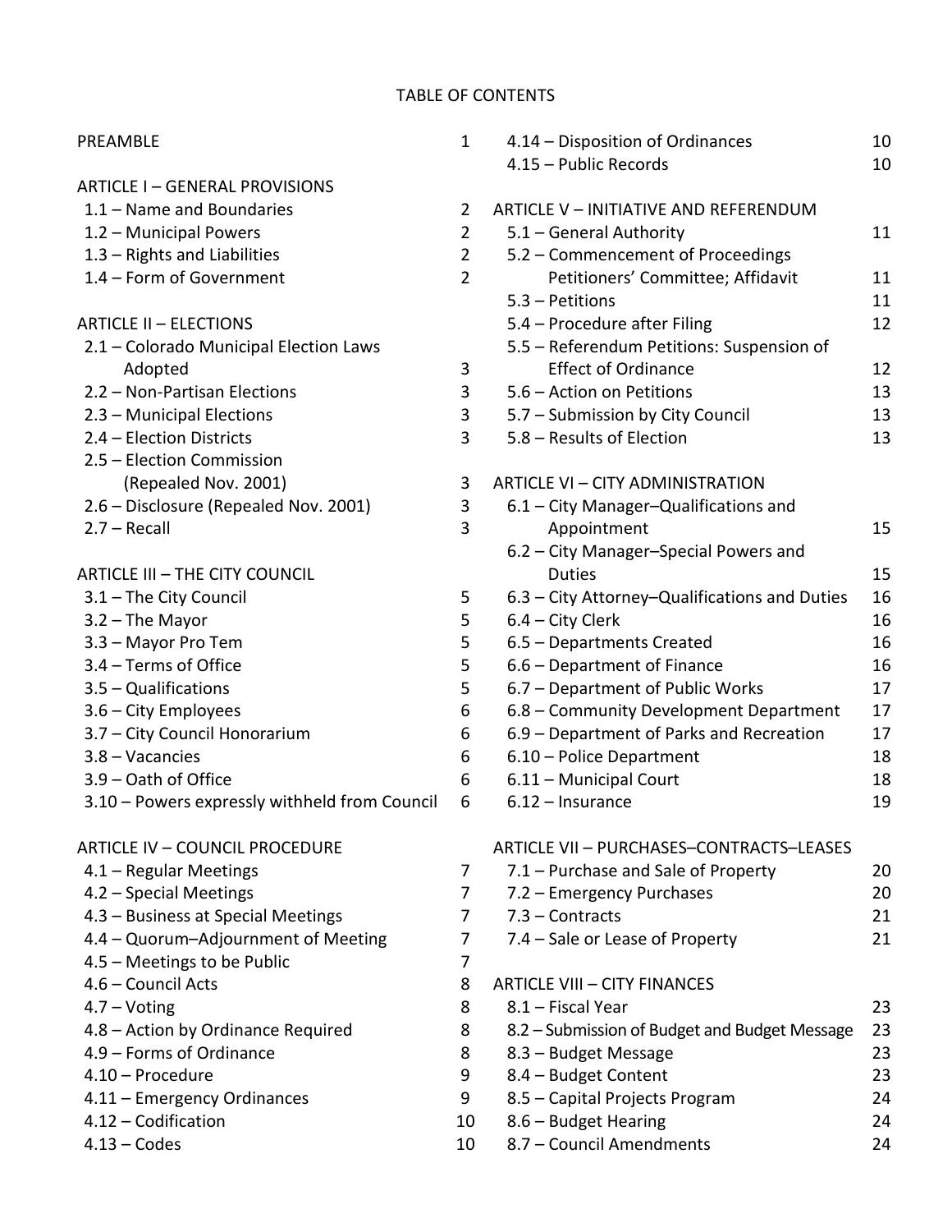# TABLE OF CONTENTS

| | |
|---|---|
| PREAMBLE | 1 |
| **ARTICLE I – GENERAL PROVISIONS** | |
| 1.1 – Name and Boundaries | 2 |
| 1.2 – Municipal Powers | 2 |
| 1.3 – Rights and Liabilities | 2 |
| 1.4 – Form of Government | 2 |
| **ARTICLE II – ELECTIONS** | |
| 2.1 – Colorado Municipal Election Laws Adopted | 3 |
| 2.2 – Non-Partisan Elections | 3 |
| 2.3 – Municipal Elections | 3 |
| 2.4 – Election Districts | 3 |
| 2.5 – Election Commission (Repealed Nov. 2001) | 3 |
| 2.6 – Disclosure (Repealed Nov. 2001) | 3 |
| 2.7 – Recall | 3 |
| **ARTICLE III – THE CITY COUNCIL** | |
| 3.1 – The City Council | 5 |
| 3.2 – The Mayor | 5 |
| 3.3 – Mayor Pro Tem | 5 |
| 3.4 – Terms of Office | 5 |
| 3.5 – Qualifications | 5 |
| 3.6 – City Employees | 6 |
| 3.7 – City Council Honorarium | 6 |
| 3.8 – Vacancies | 6 |
| 3.9 – Oath of Office | 6 |
| 3.10 – Powers expressly withheld from Council | 6 |
| **ARTICLE IV – COUNCIL PROCEDURE** | |
| 4.1 – Regular Meetings | 7 |
| 4.2 – Special Meetings | 7 |
| 4.3 – Business at Special Meetings | 7 |
| 4.4 – Quorum–Adjournment of Meeting | 7 |
| 4.5 – Meetings to be Public | 7 |
| 4.6 – Council Acts | 8 |
| 4.7 – Voting | 8 |
| 4.8 – Action by Ordinance Required | 8 |
| 4.9 – Forms of Ordinance | 8 |
| 4.10 – Procedure | 9 |
| 4.11 – Emergency Ordinances | 9 |
| 4.12 – Codification | 10 |
| 4.13 – Codes | 10 |
| 4.14 – Disposition of Ordinances | 10 |
| 4.15 – Public Records | 10 |
| **ARTICLE V – INITIATIVE AND REFERENDUM** | |
| 5.1 – General Authority | 11 |
| 5.2 – Commencement of Proceedings Petitioners' Committee; Affidavit | 11 |
| 5.3 – Petitions | 11 |
| 5.4 – Procedure after Filing | 12 |
| 5.5 – Referendum Petitions: Suspension of Effect of Ordinance | 12 |
| 5.6 – Action on Petitions | 13 |
| 5.7 – Submission by City Council | 13 |
| 5.8 – Results of Election | 13 |
| **ARTICLE VI – CITY ADMINISTRATION** | |
| 6.1 – City Manager–Qualifications and Appointment | 15 |
| 6.2 – City Manager–Special Powers and Duties | 15 |
| 6.3 – City Attorney–Qualifications and Duties | 16 |
| 6.4 – City Clerk | 16 |
| 6.5 – Departments Created | 16 |
| 6.6 – Department of Finance | 16 |
| 6.7 – Department of Public Works | 17 |
| 6.8 – Community Development Department | 17 |
| 6.9 – Department of Parks and Recreation | 17 |
| 6.10 – Police Department | 18 |
| 6.11 – Municipal Court | 18 |
| 6.12 – Insurance | 19 |
| **ARTICLE VII – PURCHASES–CONTRACTS–LEASES** | |
| 7.1 – Purchase and Sale of Property | 20 |
| 7.2 – Emergency Purchases | 20 |
| 7.3 – Contracts | 21 |
| 7.4 – Sale or Lease of Property | 21 |
| **ARTICLE VIII – CITY FINANCES** | |
| 8.1 – Fiscal Year | 23 |
| 8.2 – Submission of Budget and Budget Message | 23 |
| 8.3 – Budget Message | 23 |
| 8.4 – Budget Content | 23 |
| 8.5 – Capital Projects Program | 24 |
| 8.6 – Budget Hearing | 24 |
| 8.7 – Council Amendments | 24 |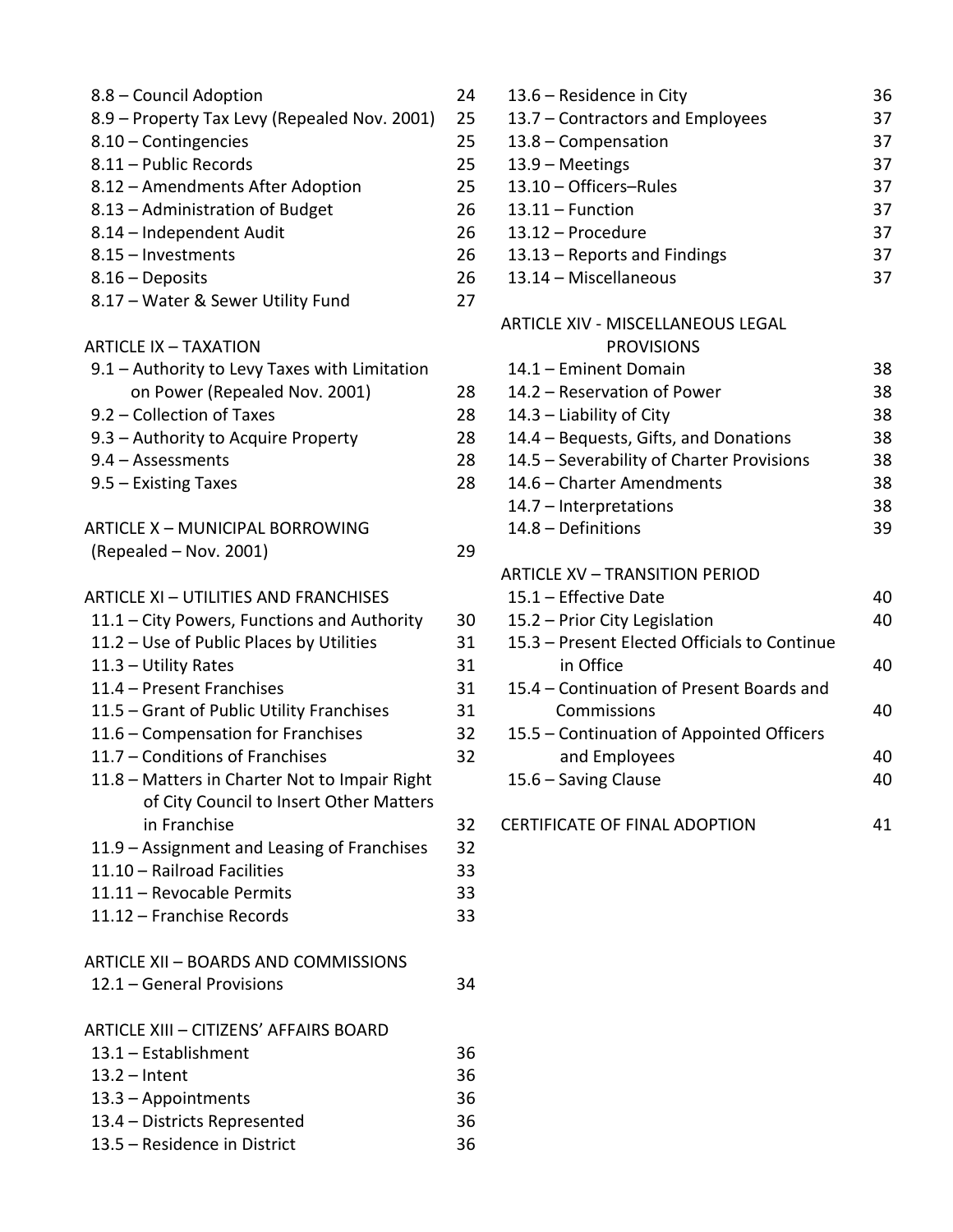| | |
|---|---|
| 8.8 – Council Adoption | 24 |
| 8.9 – Property Tax Levy (Repealed Nov. 2001) | 25 |
| 8.10 – Contingencies | 25 |
| 8.11 – Public Records | 25 |
| 8.12 – Amendments After Adoption | 25 |
| 8.13 – Administration of Budget | 26 |
| 8.14 – Independent Audit | 26 |
| 8.15 – Investments | 26 |
| 8.16 – Deposits | 26 |
| 8.17 – Water & Sewer Utility Fund | 27 |

ARTICLE IX – TAXATION

| | |
|---|---|
| 9.1 – Authority to Levy Taxes with Limitation on Power (Repealed Nov. 2001) | 28 |
| 9.2 – Collection of Taxes | 28 |
| 9.3 – Authority to Acquire Property | 28 |
| 9.4 – Assessments | 28 |
| 9.5 – Existing Taxes | 28 |

| | |
|---|---|
| ARTICLE X – MUNICIPAL BORROWING (Repealed – Nov. 2001) | 29 |

ARTICLE XI – UTILITIES AND FRANCHISES

| | |
|---|---|
| 11.1 – City Powers, Functions and Authority | 30 |
| 11.2 – Use of Public Places by Utilities | 31 |
| 11.3 – Utility Rates | 31 |
| 11.4 – Present Franchises | 31 |
| 11.5 – Grant of Public Utility Franchises | 31 |
| 11.6 – Compensation for Franchises | 32 |
| 11.7 – Conditions of Franchises | 32 |
| 11.8 – Matters in Charter Not to Impair Right of City Council to Insert Other Matters in Franchise | 32 |
| 11.9 – Assignment and Leasing of Franchises | 32 |
| 11.10 – Railroad Facilities | 33 |
| 11.11 – Revocable Permits | 33 |
| 11.12 – Franchise Records | 33 |

ARTICLE XII – BOARDS AND COMMISSIONS

| | |
|---|---|
| 12.1 – General Provisions | 34 |

ARTICLE XIII – CITIZENS' AFFAIRS BOARD

| | |
|---|---|
| 13.1 – Establishment | 36 |
| 13.2 – Intent | 36 |
| 13.3 – Appointments | 36 |
| 13.4 – Districts Represented | 36 |
| 13.5 – Residence in District | 36 |
| 13.6 – Residence in City | 36 |
| 13.7 – Contractors and Employees | 37 |
| 13.8 – Compensation | 37 |
| 13.9 – Meetings | 37 |
| 13.10 – Officers–Rules | 37 |
| 13.11 – Function | 37 |
| 13.12 – Procedure | 37 |
| 13.13 – Reports and Findings | 37 |
| 13.14 – Miscellaneous | 37 |

ARTICLE XIV - MISCELLANEOUS LEGAL PROVISIONS

| | |
|---|---|
| 14.1 – Eminent Domain | 38 |
| 14.2 – Reservation of Power | 38 |
| 14.3 – Liability of City | 38 |
| 14.4 – Bequests, Gifts, and Donations | 38 |
| 14.5 – Severability of Charter Provisions | 38 |
| 14.6 – Charter Amendments | 38 |
| 14.7 – Interpretations | 38 |
| 14.8 – Definitions | 39 |

ARTICLE XV – TRANSITION PERIOD

| | |
|---|---|
| 15.1 – Effective Date | 40 |
| 15.2 – Prior City Legislation | 40 |
| 15.3 – Present Elected Officials to Continue in Office | 40 |
| 15.4 – Continuation of Present Boards and Commissions | 40 |
| 15.5 – Continuation of Appointed Officers and Employees | 40 |
| 15.6 – Saving Clause | 40 |

| | |
|---|---|
| CERTIFICATE OF FINAL ADOPTION | 41 |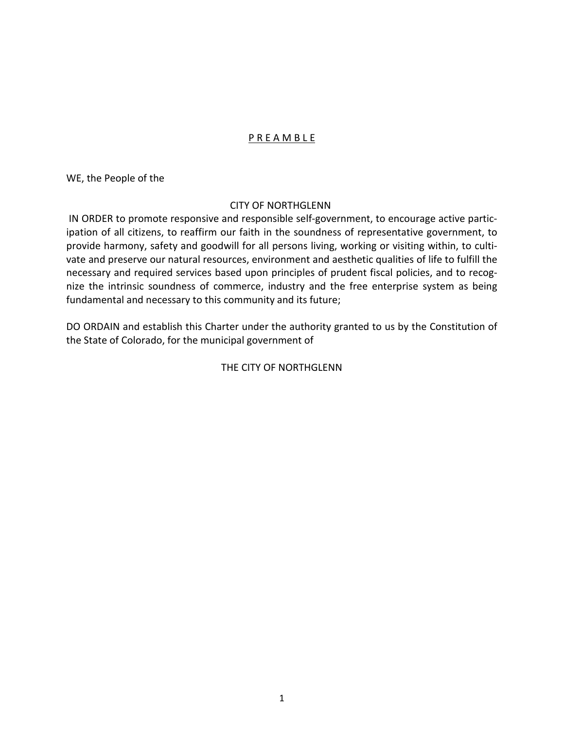# P R E A M B L E

WE, the People of the

CITY OF NORTHGLENN

IN ORDER to promote responsive and responsible self-government, to encourage active participation of all citizens, to reaffirm our faith in the soundness of representative government, to provide harmony, safety and goodwill for all persons living, working or visiting within, to cultivate and preserve our natural resources, environment and aesthetic qualities of life to fulfill the necessary and required services based upon principles of prudent fiscal policies, and to recognize the intrinsic soundness of commerce, industry and the free enterprise system as being fundamental and necessary to this community and its future;

DO ORDAIN and establish this Charter under the authority granted to us by the Constitution of the State of Colorado, for the municipal government of

THE CITY OF NORTHGLENN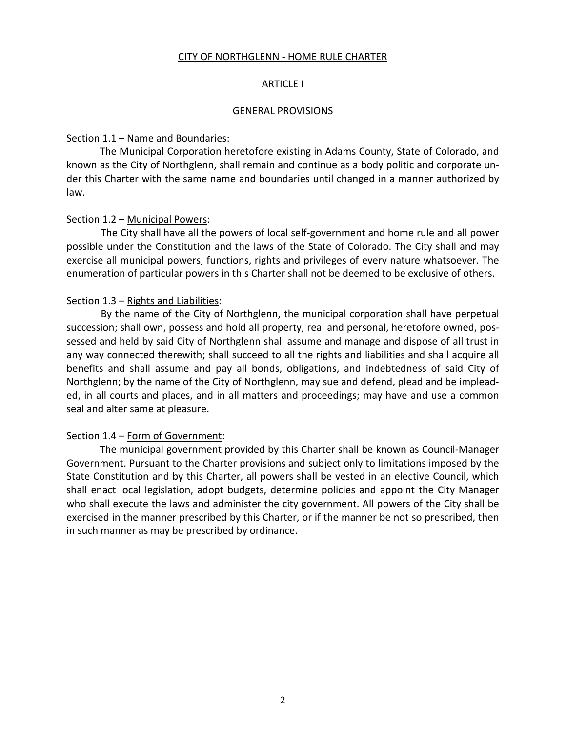# CITY OF NORTHGLENN - HOME RULE CHARTER

## ARTICLE I

## GENERAL PROVISIONS

### Section 1.1 – Name and Boundaries:

The Municipal Corporation heretofore existing in Adams County, State of Colorado, and known as the City of Northglenn, shall remain and continue as a body politic and corporate under this Charter with the same name and boundaries until changed in a manner authorized by law.

### Section 1.2 – Municipal Powers:

The City shall have all the powers of local self-government and home rule and all power possible under the Constitution and the laws of the State of Colorado. The City shall and may exercise all municipal powers, functions, rights and privileges of every nature whatsoever. The enumeration of particular powers in this Charter shall not be deemed to be exclusive of others.

### Section 1.3 – Rights and Liabilities:

By the name of the City of Northglenn, the municipal corporation shall have perpetual succession; shall own, possess and hold all property, real and personal, heretofore owned, possessed and held by said City of Northglenn shall assume and manage and dispose of all trust in any way connected therewith; shall succeed to all the rights and liabilities and shall acquire all benefits and shall assume and pay all bonds, obligations, and indebtedness of said City of Northglenn; by the name of the City of Northglenn, may sue and defend, plead and be impleaded, in all courts and places, and in all matters and proceedings; may have and use a common seal and alter same at pleasure.

### Section 1.4 – Form of Government:

The municipal government provided by this Charter shall be known as Council-Manager Government. Pursuant to the Charter provisions and subject only to limitations imposed by the State Constitution and by this Charter, all powers shall be vested in an elective Council, which shall enact local legislation, adopt budgets, determine policies and appoint the City Manager who shall execute the laws and administer the city government. All powers of the City shall be exercised in the manner prescribed by this Charter, or if the manner be not so prescribed, then in such manner as may be prescribed by ordinance.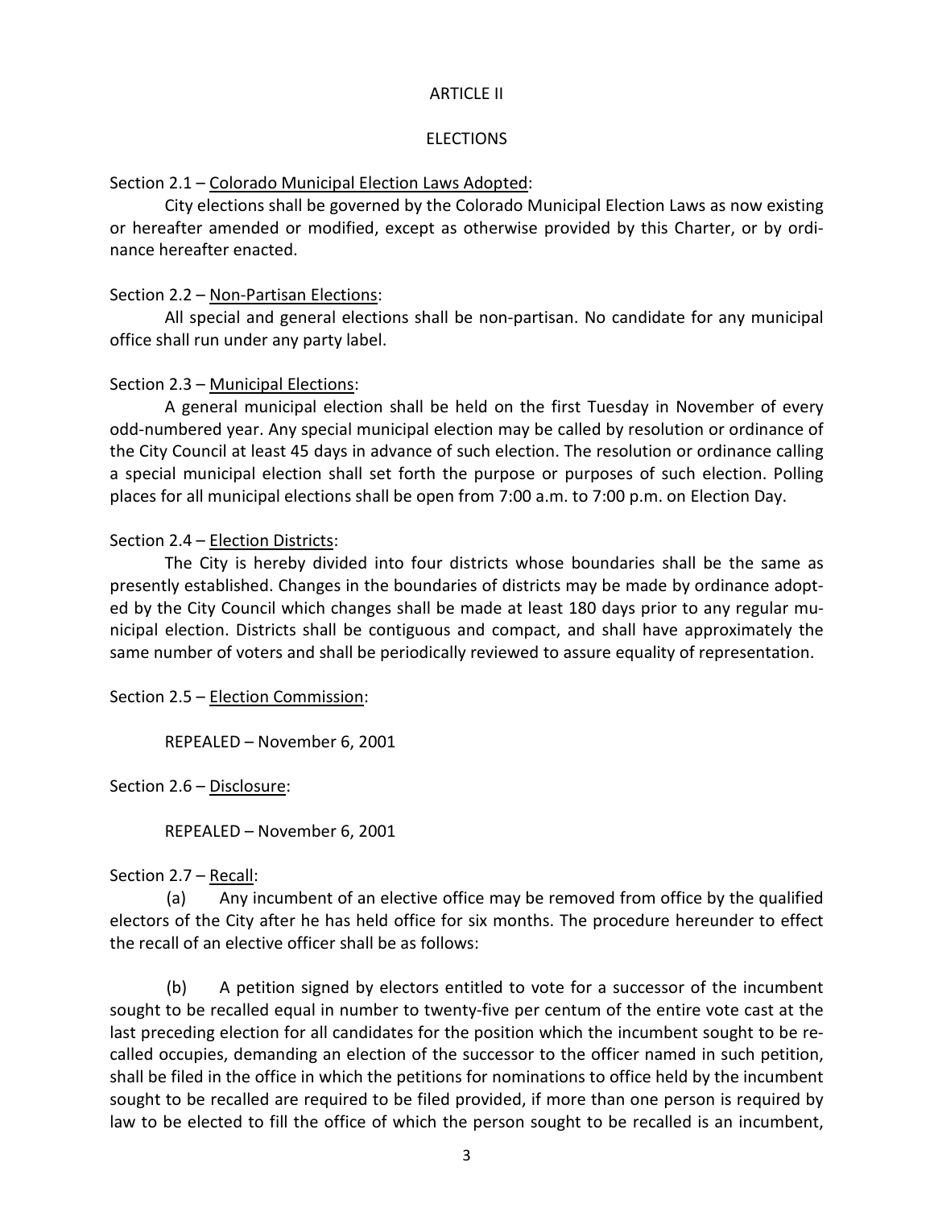# ARTICLE II

## ELECTIONS

Section 2.1 – Colorado Municipal Election Laws Adopted:

City elections shall be governed by the Colorado Municipal Election Laws as now existing or hereafter amended or modified, except as otherwise provided by this Charter, or by ordinance hereafter enacted.

Section 2.2 – Non-Partisan Elections:

All special and general elections shall be non-partisan. No candidate for any municipal office shall run under any party label.

Section 2.3 – Municipal Elections:

A general municipal election shall be held on the first Tuesday in November of every odd-numbered year. Any special municipal election may be called by resolution or ordinance of the City Council at least 45 days in advance of such election. The resolution or ordinance calling a special municipal election shall set forth the purpose or purposes of such election. Polling places for all municipal elections shall be open from 7:00 a.m. to 7:00 p.m. on Election Day.

Section 2.4 – Election Districts:

The City is hereby divided into four districts whose boundaries shall be the same as presently established. Changes in the boundaries of districts may be made by ordinance adopted by the City Council which changes shall be made at least 180 days prior to any regular municipal election. Districts shall be contiguous and compact, and shall have approximately the same number of voters and shall be periodically reviewed to assure equality of representation.

Section 2.5 – Election Commission:

REPEALED – November 6, 2001

Section 2.6 – Disclosure:

REPEALED – November 6, 2001

Section 2.7 – Recall:

(a) Any incumbent of an elective office may be removed from office by the qualified electors of the City after he has held office for six months. The procedure hereunder to effect the recall of an elective officer shall be as follows:

(b) A petition signed by electors entitled to vote for a successor of the incumbent sought to be recalled equal in number to twenty-five per centum of the entire vote cast at the last preceding election for all candidates for the position which the incumbent sought to be recalled occupies, demanding an election of the successor to the officer named in such petition, shall be filed in the office in which the petitions for nominations to office held by the incumbent sought to be recalled are required to be filed provided, if more than one person is required by law to be elected to fill the office of which the person sought to be recalled is an incumbent,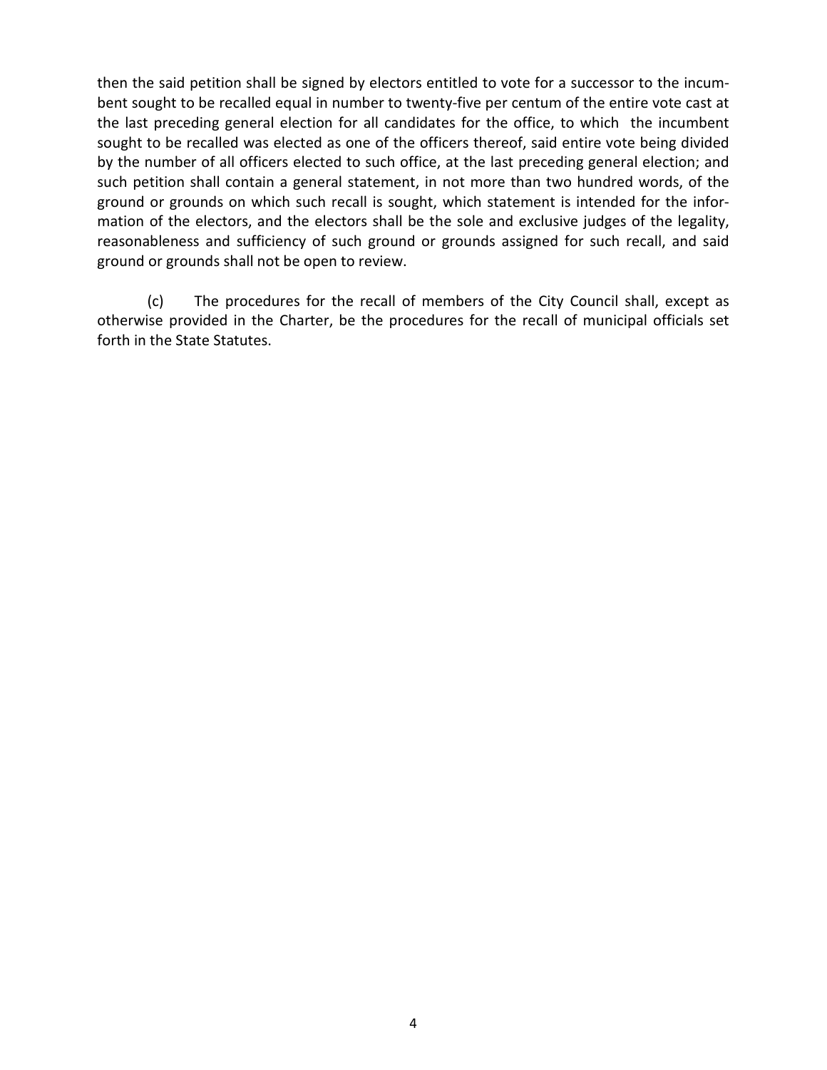then the said petition shall be signed by electors entitled to vote for a successor to the incumbent sought to be recalled equal in number to twenty-five per centum of the entire vote cast at the last preceding general election for all candidates for the office, to which the incumbent sought to be recalled was elected as one of the officers thereof, said entire vote being divided by the number of all officers elected to such office, at the last preceding general election; and such petition shall contain a general statement, in not more than two hundred words, of the ground or grounds on which such recall is sought, which statement is intended for the information of the electors, and the electors shall be the sole and exclusive judges of the legality, reasonableness and sufficiency of such ground or grounds assigned for such recall, and said ground or grounds shall not be open to review.

(c) The procedures for the recall of members of the City Council shall, except as otherwise provided in the Charter, be the procedures for the recall of municipal officials set forth in the State Statutes.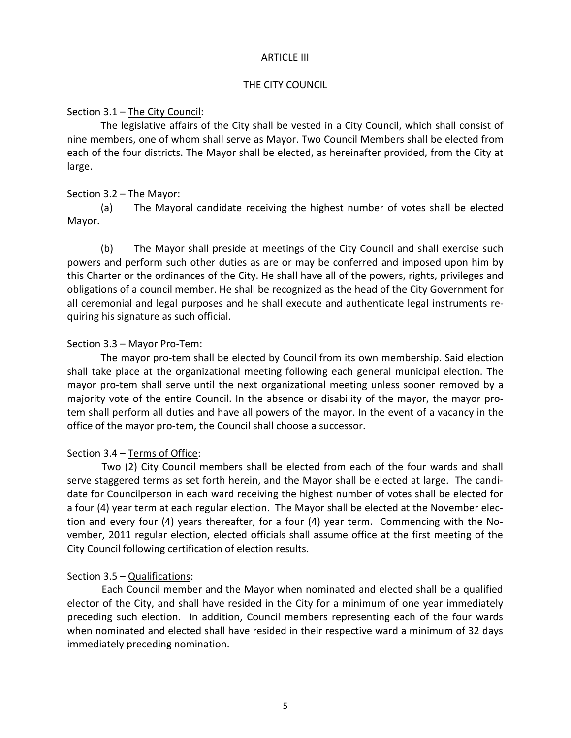# ARTICLE III

## THE CITY COUNCIL

Section 3.1 – The City Council:

The legislative affairs of the City shall be vested in a City Council, which shall consist of nine members, one of whom shall serve as Mayor. Two Council Members shall be elected from each of the four districts. The Mayor shall be elected, as hereinafter provided, from the City at large.

Section 3.2 – The Mayor:

(a) The Mayoral candidate receiving the highest number of votes shall be elected Mayor.

(b) The Mayor shall preside at meetings of the City Council and shall exercise such powers and perform such other duties as are or may be conferred and imposed upon him by this Charter or the ordinances of the City. He shall have all of the powers, rights, privileges and obligations of a council member. He shall be recognized as the head of the City Government for all ceremonial and legal purposes and he shall execute and authenticate legal instruments requiring his signature as such official.

Section 3.3 – Mayor Pro-Tem:

The mayor pro-tem shall be elected by Council from its own membership. Said election shall take place at the organizational meeting following each general municipal election. The mayor pro-tem shall serve until the next organizational meeting unless sooner removed by a majority vote of the entire Council. In the absence or disability of the mayor, the mayor pro-tem shall perform all duties and have all powers of the mayor. In the event of a vacancy in the office of the mayor pro-tem, the Council shall choose a successor.

Section 3.4 – Terms of Office:

Two (2) City Council members shall be elected from each of the four wards and shall serve staggered terms as set forth herein, and the Mayor shall be elected at large. The candidate for Councilperson in each ward receiving the highest number of votes shall be elected for a four (4) year term at each regular election. The Mayor shall be elected at the November election and every four (4) years thereafter, for a four (4) year term. Commencing with the November, 2011 regular election, elected officials shall assume office at the first meeting of the City Council following certification of election results.

Section 3.5 – Qualifications:

Each Council member and the Mayor when nominated and elected shall be a qualified elector of the City, and shall have resided in the City for a minimum of one year immediately preceding such election. In addition, Council members representing each of the four wards when nominated and elected shall have resided in their respective ward a minimum of 32 days immediately preceding nomination.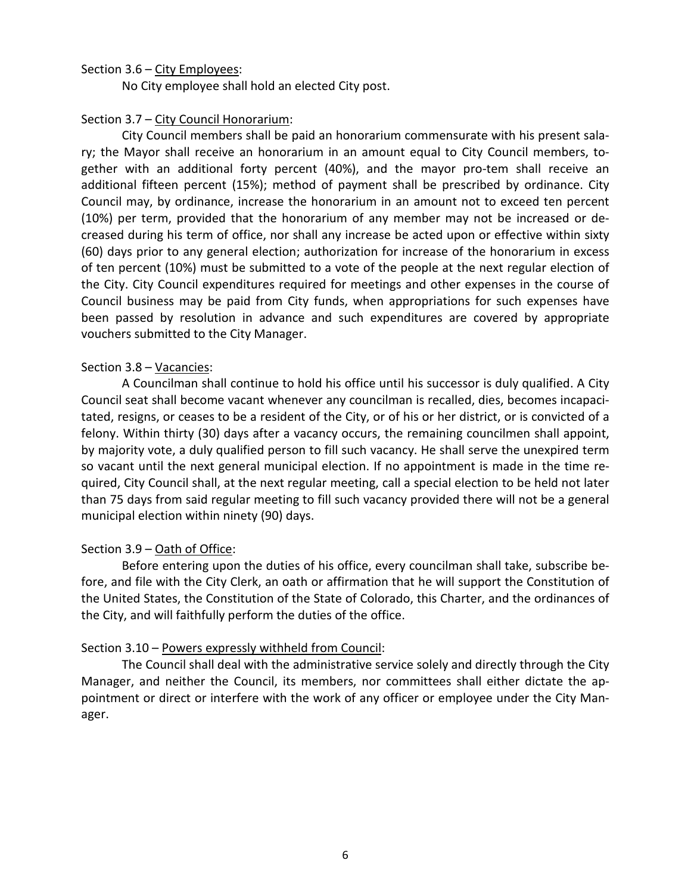Section 3.6 – <u>City Employees</u>:

No City employee shall hold an elected City post.

Section 3.7 – <u>City Council Honorarium</u>:

City Council members shall be paid an honorarium commensurate with his present salary; the Mayor shall receive an honorarium in an amount equal to City Council members, together with an additional forty percent (40%), and the mayor pro-tem shall receive an additional fifteen percent (15%); method of payment shall be prescribed by ordinance. City Council may, by ordinance, increase the honorarium in an amount not to exceed ten percent (10%) per term, provided that the honorarium of any member may not be increased or decreased during his term of office, nor shall any increase be acted upon or effective within sixty (60) days prior to any general election; authorization for increase of the honorarium in excess of ten percent (10%) must be submitted to a vote of the people at the next regular election of the City. City Council expenditures required for meetings and other expenses in the course of Council business may be paid from City funds, when appropriations for such expenses have been passed by resolution in advance and such expenditures are covered by appropriate vouchers submitted to the City Manager.

Section 3.8 – <u>Vacancies</u>:

A Councilman shall continue to hold his office until his successor is duly qualified. A City Council seat shall become vacant whenever any councilman is recalled, dies, becomes incapacitated, resigns, or ceases to be a resident of the City, or of his or her district, or is convicted of a felony. Within thirty (30) days after a vacancy occurs, the remaining councilmen shall appoint, by majority vote, a duly qualified person to fill such vacancy. He shall serve the unexpired term so vacant until the next general municipal election. If no appointment is made in the time required, City Council shall, at the next regular meeting, call a special election to be held not later than 75 days from said regular meeting to fill such vacancy provided there will not be a general municipal election within ninety (90) days.

Section 3.9 – <u>Oath of Office</u>:

Before entering upon the duties of his office, every councilman shall take, subscribe before, and file with the City Clerk, an oath or affirmation that he will support the Constitution of the United States, the Constitution of the State of Colorado, this Charter, and the ordinances of the City, and will faithfully perform the duties of the office.

Section 3.10 – <u>Powers expressly withheld from Council</u>:

The Council shall deal with the administrative service solely and directly through the City Manager, and neither the Council, its members, nor committees shall either dictate the appointment or direct or interfere with the work of any officer or employee under the City Manager.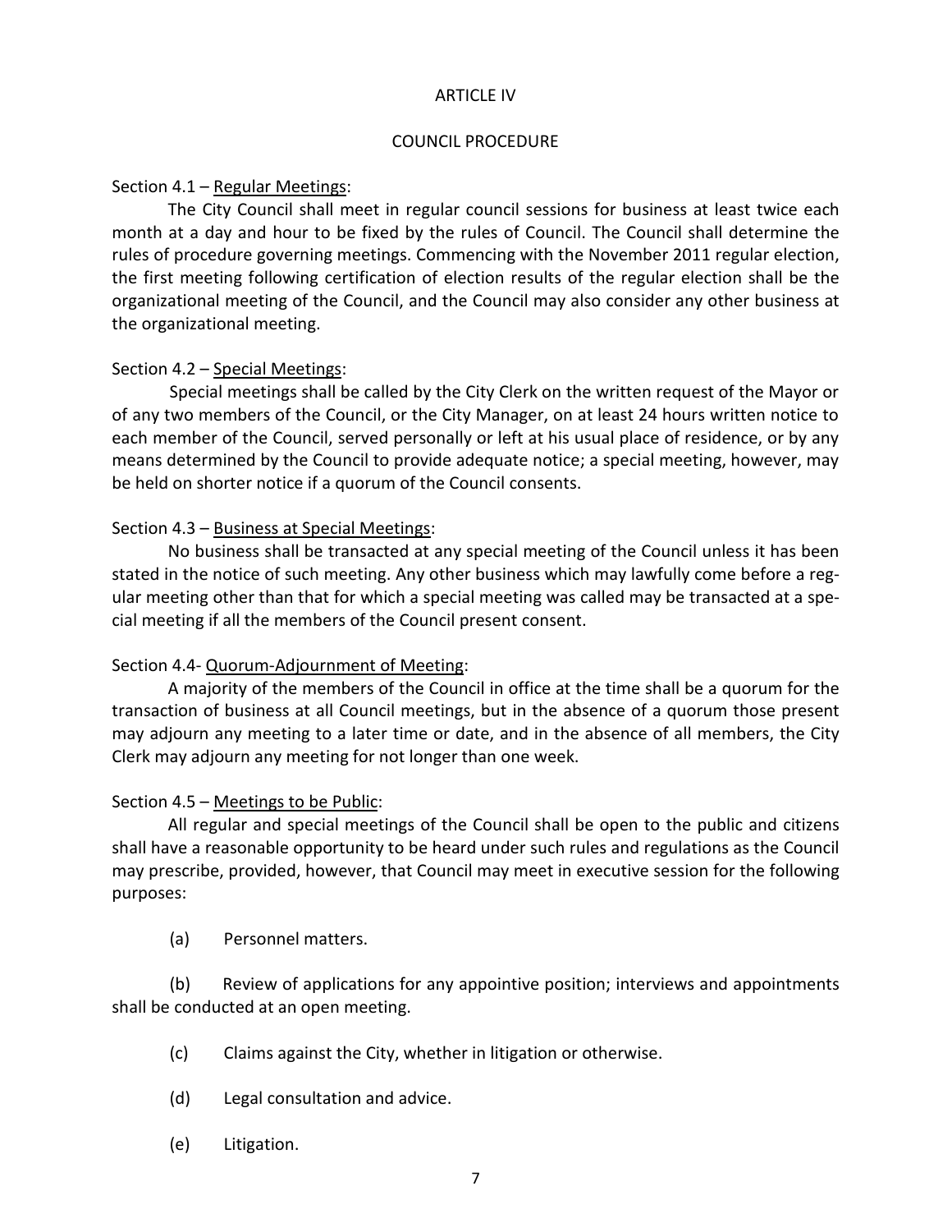# ARTICLE IV

## COUNCIL PROCEDURE

Section 4.1 – Regular Meetings:

The City Council shall meet in regular council sessions for business at least twice each month at a day and hour to be fixed by the rules of Council. The Council shall determine the rules of procedure governing meetings. Commencing with the November 2011 regular election, the first meeting following certification of election results of the regular election shall be the organizational meeting of the Council, and the Council may also consider any other business at the organizational meeting.

Section 4.2 – Special Meetings:

Special meetings shall be called by the City Clerk on the written request of the Mayor or of any two members of the Council, or the City Manager, on at least 24 hours written notice to each member of the Council, served personally or left at his usual place of residence, or by any means determined by the Council to provide adequate notice; a special meeting, however, may be held on shorter notice if a quorum of the Council consents.

Section 4.3 – Business at Special Meetings:

No business shall be transacted at any special meeting of the Council unless it has been stated in the notice of such meeting. Any other business which may lawfully come before a regular meeting other than that for which a special meeting was called may be transacted at a special meeting if all the members of the Council present consent.

Section 4.4- Quorum-Adjournment of Meeting:

A majority of the members of the Council in office at the time shall be a quorum for the transaction of business at all Council meetings, but in the absence of a quorum those present may adjourn any meeting to a later time or date, and in the absence of all members, the City Clerk may adjourn any meeting for not longer than one week.

Section 4.5 – Meetings to be Public:

All regular and special meetings of the Council shall be open to the public and citizens shall have a reasonable opportunity to be heard under such rules and regulations as the Council may prescribe, provided, however, that Council may meet in executive session for the following purposes:

(a) Personnel matters.

(b) Review of applications for any appointive position; interviews and appointments shall be conducted at an open meeting.

(c) Claims against the City, whether in litigation or otherwise.

(d) Legal consultation and advice.

(e) Litigation.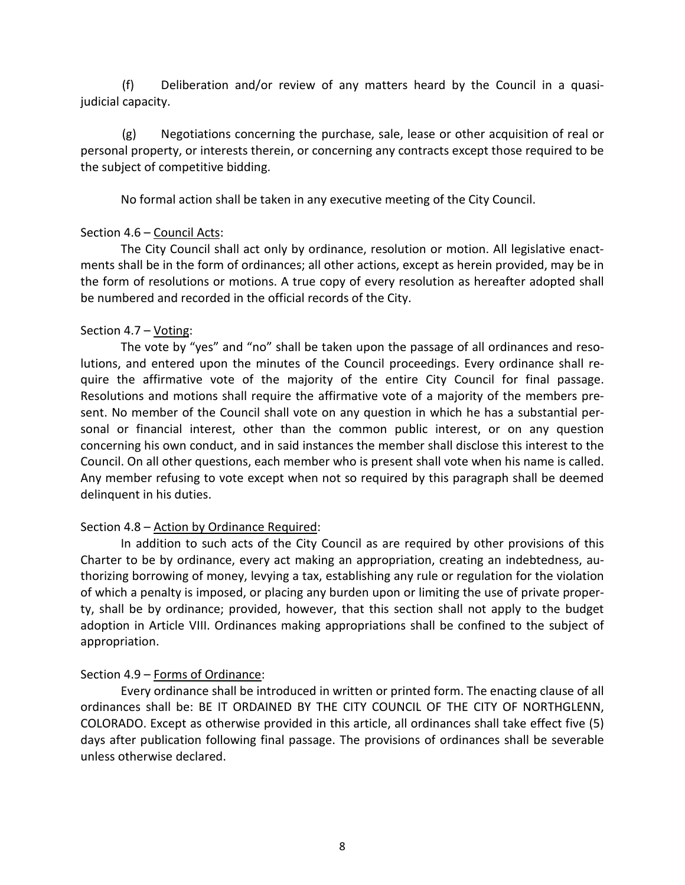(f) Deliberation and/or review of any matters heard by the Council in a quasi-judicial capacity.

(g) Negotiations concerning the purchase, sale, lease or other acquisition of real or personal property, or interests therein, or concerning any contracts except those required to be the subject of competitive bidding.

No formal action shall be taken in any executive meeting of the City Council.

Section 4.6 – Council Acts:

The City Council shall act only by ordinance, resolution or motion. All legislative enactments shall be in the form of ordinances; all other actions, except as herein provided, may be in the form of resolutions or motions. A true copy of every resolution as hereafter adopted shall be numbered and recorded in the official records of the City.

Section 4.7 – Voting:

The vote by "yes" and "no" shall be taken upon the passage of all ordinances and resolutions, and entered upon the minutes of the Council proceedings. Every ordinance shall require the affirmative vote of the majority of the entire City Council for final passage. Resolutions and motions shall require the affirmative vote of a majority of the members present. No member of the Council shall vote on any question in which he has a substantial personal or financial interest, other than the common public interest, or on any question concerning his own conduct, and in said instances the member shall disclose this interest to the Council. On all other questions, each member who is present shall vote when his name is called. Any member refusing to vote except when not so required by this paragraph shall be deemed delinquent in his duties.

Section 4.8 – Action by Ordinance Required:

In addition to such acts of the City Council as are required by other provisions of this Charter to be by ordinance, every act making an appropriation, creating an indebtedness, authorizing borrowing of money, levying a tax, establishing any rule or regulation for the violation of which a penalty is imposed, or placing any burden upon or limiting the use of private property, shall be by ordinance; provided, however, that this section shall not apply to the budget adoption in Article VIII. Ordinances making appropriations shall be confined to the subject of appropriation.

Section 4.9 – Forms of Ordinance:

Every ordinance shall be introduced in written or printed form. The enacting clause of all ordinances shall be: BE IT ORDAINED BY THE CITY COUNCIL OF THE CITY OF NORTHGLENN, COLORADO. Except as otherwise provided in this article, all ordinances shall take effect five (5) days after publication following final passage. The provisions of ordinances shall be severable unless otherwise declared.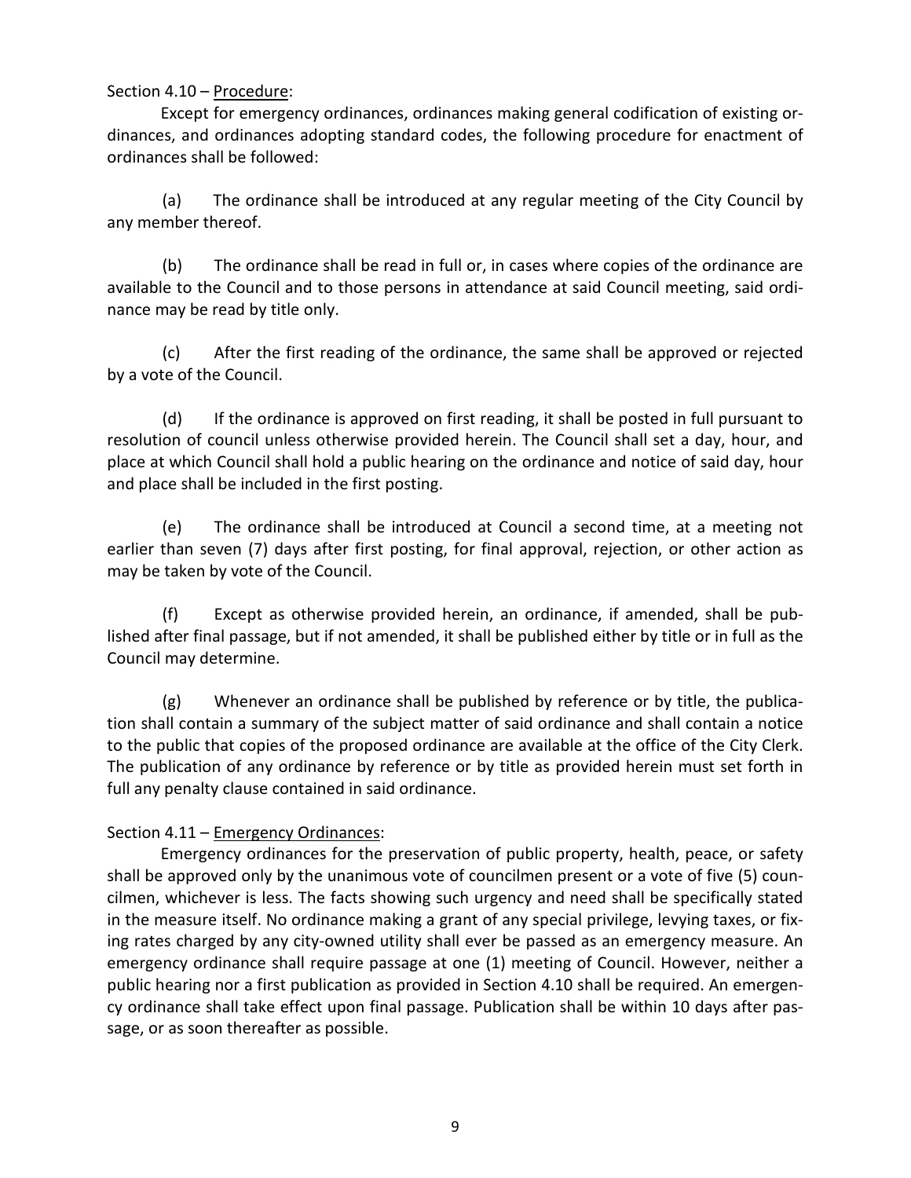Section 4.10 – Procedure:

Except for emergency ordinances, ordinances making general codification of existing ordinances, and ordinances adopting standard codes, the following procedure for enactment of ordinances shall be followed:

(a) The ordinance shall be introduced at any regular meeting of the City Council by any member thereof.

(b) The ordinance shall be read in full or, in cases where copies of the ordinance are available to the Council and to those persons in attendance at said Council meeting, said ordinance may be read by title only.

(c) After the first reading of the ordinance, the same shall be approved or rejected by a vote of the Council.

(d) If the ordinance is approved on first reading, it shall be posted in full pursuant to resolution of council unless otherwise provided herein. The Council shall set a day, hour, and place at which Council shall hold a public hearing on the ordinance and notice of said day, hour and place shall be included in the first posting.

(e) The ordinance shall be introduced at Council a second time, at a meeting not earlier than seven (7) days after first posting, for final approval, rejection, or other action as may be taken by vote of the Council.

(f) Except as otherwise provided herein, an ordinance, if amended, shall be published after final passage, but if not amended, it shall be published either by title or in full as the Council may determine.

(g) Whenever an ordinance shall be published by reference or by title, the publication shall contain a summary of the subject matter of said ordinance and shall contain a notice to the public that copies of the proposed ordinance are available at the office of the City Clerk. The publication of any ordinance by reference or by title as provided herein must set forth in full any penalty clause contained in said ordinance.

Section 4.11 – Emergency Ordinances:

Emergency ordinances for the preservation of public property, health, peace, or safety shall be approved only by the unanimous vote of councilmen present or a vote of five (5) councilmen, whichever is less. The facts showing such urgency and need shall be specifically stated in the measure itself. No ordinance making a grant of any special privilege, levying taxes, or fixing rates charged by any city-owned utility shall ever be passed as an emergency measure. An emergency ordinance shall require passage at one (1) meeting of Council. However, neither a public hearing nor a first publication as provided in Section 4.10 shall be required. An emergency ordinance shall take effect upon final passage. Publication shall be within 10 days after passage, or as soon thereafter as possible.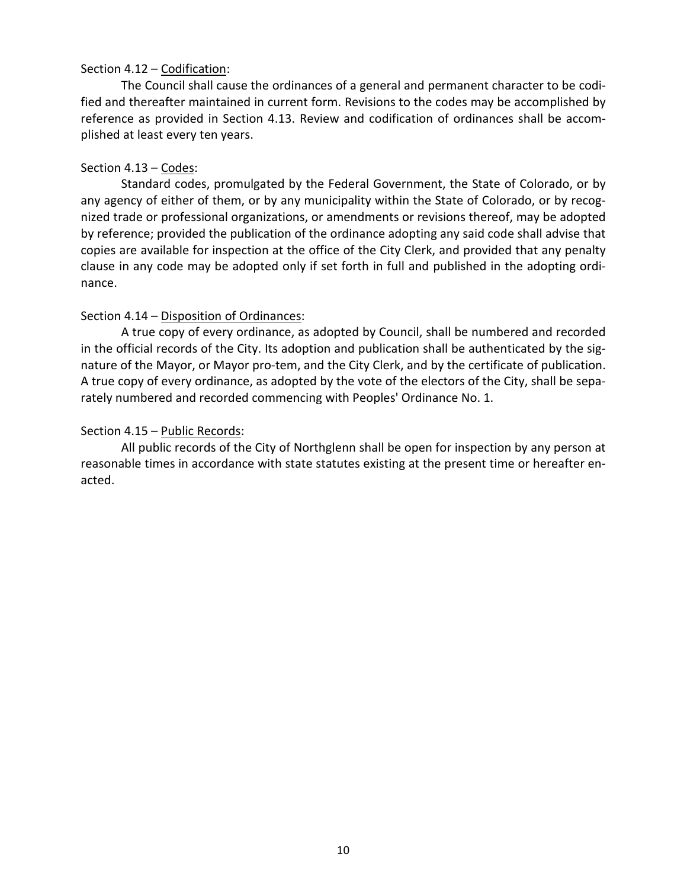Section 4.12 – Codification:

The Council shall cause the ordinances of a general and permanent character to be codified and thereafter maintained in current form. Revisions to the codes may be accomplished by reference as provided in Section 4.13. Review and codification of ordinances shall be accomplished at least every ten years.

Section 4.13 – Codes:

Standard codes, promulgated by the Federal Government, the State of Colorado, or by any agency of either of them, or by any municipality within the State of Colorado, or by recognized trade or professional organizations, or amendments or revisions thereof, may be adopted by reference; provided the publication of the ordinance adopting any said code shall advise that copies are available for inspection at the office of the City Clerk, and provided that any penalty clause in any code may be adopted only if set forth in full and published in the adopting ordinance.

Section 4.14 – Disposition of Ordinances:

A true copy of every ordinance, as adopted by Council, shall be numbered and recorded in the official records of the City. Its adoption and publication shall be authenticated by the signature of the Mayor, or Mayor pro-tem, and the City Clerk, and by the certificate of publication. A true copy of every ordinance, as adopted by the vote of the electors of the City, shall be separately numbered and recorded commencing with Peoples' Ordinance No. 1.

Section 4.15 – Public Records:

All public records of the City of Northglenn shall be open for inspection by any person at reasonable times in accordance with state statutes existing at the present time or hereafter enacted.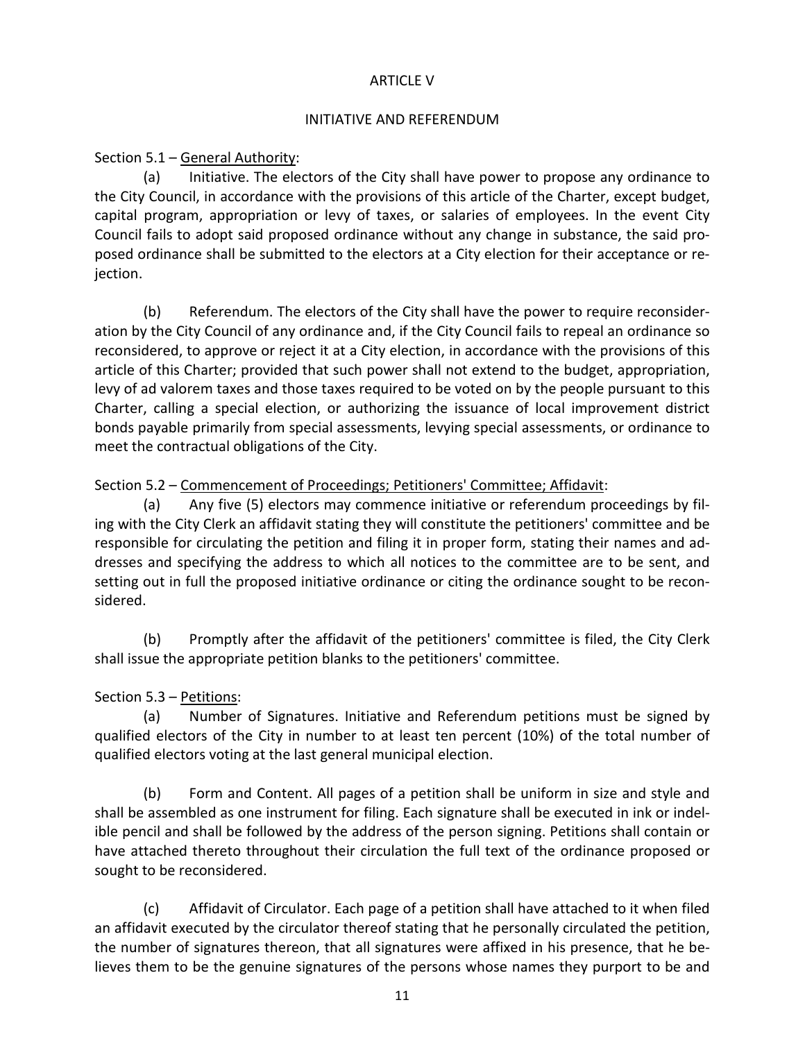## ARTICLE V

## INITIATIVE AND REFERENDUM

Section 5.1 – General Authority:

(a) Initiative. The electors of the City shall have power to propose any ordinance to the City Council, in accordance with the provisions of this article of the Charter, except budget, capital program, appropriation or levy of taxes, or salaries of employees. In the event City Council fails to adopt said proposed ordinance without any change in substance, the said proposed ordinance shall be submitted to the electors at a City election for their acceptance or rejection.

(b) Referendum. The electors of the City shall have the power to require reconsideration by the City Council of any ordinance and, if the City Council fails to repeal an ordinance so reconsidered, to approve or reject it at a City election, in accordance with the provisions of this article of this Charter; provided that such power shall not extend to the budget, appropriation, levy of ad valorem taxes and those taxes required to be voted on by the people pursuant to this Charter, calling a special election, or authorizing the issuance of local improvement district bonds payable primarily from special assessments, levying special assessments, or ordinance to meet the contractual obligations of the City.

Section 5.2 – Commencement of Proceedings; Petitioners' Committee; Affidavit:

(a) Any five (5) electors may commence initiative or referendum proceedings by filing with the City Clerk an affidavit stating they will constitute the petitioners' committee and be responsible for circulating the petition and filing it in proper form, stating their names and addresses and specifying the address to which all notices to the committee are to be sent, and setting out in full the proposed initiative ordinance or citing the ordinance sought to be reconsidered.

(b) Promptly after the affidavit of the petitioners' committee is filed, the City Clerk shall issue the appropriate petition blanks to the petitioners' committee.

Section 5.3 – Petitions:

(a) Number of Signatures. Initiative and Referendum petitions must be signed by qualified electors of the City in number to at least ten percent (10%) of the total number of qualified electors voting at the last general municipal election.

(b) Form and Content. All pages of a petition shall be uniform in size and style and shall be assembled as one instrument for filing. Each signature shall be executed in ink or indelible pencil and shall be followed by the address of the person signing. Petitions shall contain or have attached thereto throughout their circulation the full text of the ordinance proposed or sought to be reconsidered.

(c) Affidavit of Circulator. Each page of a petition shall have attached to it when filed an affidavit executed by the circulator thereof stating that he personally circulated the petition, the number of signatures thereon, that all signatures were affixed in his presence, that he believes them to be the genuine signatures of the persons whose names they purport to be and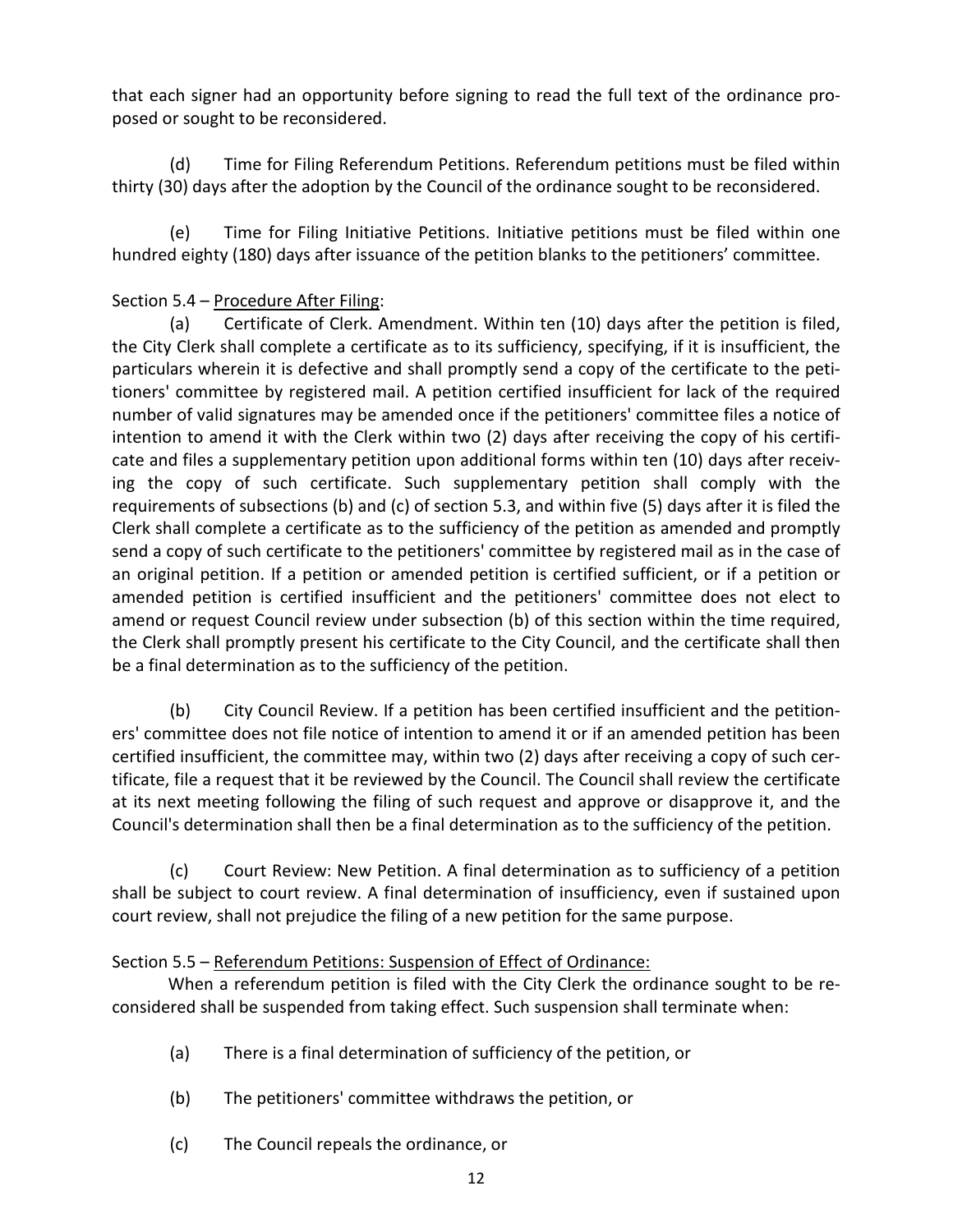that each signer had an opportunity before signing to read the full text of the ordinance proposed or sought to be reconsidered.

(d) Time for Filing Referendum Petitions. Referendum petitions must be filed within thirty (30) days after the adoption by the Council of the ordinance sought to be reconsidered.

(e) Time for Filing Initiative Petitions. Initiative petitions must be filed within one hundred eighty (180) days after issuance of the petition blanks to the petitioners' committee.

Section 5.4 – Procedure After Filing:

(a) Certificate of Clerk. Amendment. Within ten (10) days after the petition is filed, the City Clerk shall complete a certificate as to its sufficiency, specifying, if it is insufficient, the particulars wherein it is defective and shall promptly send a copy of the certificate to the petitioners' committee by registered mail. A petition certified insufficient for lack of the required number of valid signatures may be amended once if the petitioners' committee files a notice of intention to amend it with the Clerk within two (2) days after receiving the copy of his certificate and files a supplementary petition upon additional forms within ten (10) days after receiving the copy of such certificate. Such supplementary petition shall comply with the requirements of subsections (b) and (c) of section 5.3, and within five (5) days after it is filed the Clerk shall complete a certificate as to the sufficiency of the petition as amended and promptly send a copy of such certificate to the petitioners' committee by registered mail as in the case of an original petition. If a petition or amended petition is certified sufficient, or if a petition or amended petition is certified insufficient and the petitioners' committee does not elect to amend or request Council review under subsection (b) of this section within the time required, the Clerk shall promptly present his certificate to the City Council, and the certificate shall then be a final determination as to the sufficiency of the petition.

(b) City Council Review. If a petition has been certified insufficient and the petitioners' committee does not file notice of intention to amend it or if an amended petition has been certified insufficient, the committee may, within two (2) days after receiving a copy of such certificate, file a request that it be reviewed by the Council. The Council shall review the certificate at its next meeting following the filing of such request and approve or disapprove it, and the Council's determination shall then be a final determination as to the sufficiency of the petition.

(c) Court Review: New Petition. A final determination as to sufficiency of a petition shall be subject to court review. A final determination of insufficiency, even if sustained upon court review, shall not prejudice the filing of a new petition for the same purpose.

Section 5.5 – Referendum Petitions: Suspension of Effect of Ordinance:

When a referendum petition is filed with the City Clerk the ordinance sought to be reconsidered shall be suspended from taking effect. Such suspension shall terminate when:

(a) There is a final determination of sufficiency of the petition, or

(b) The petitioners' committee withdraws the petition, or

(c) The Council repeals the ordinance, or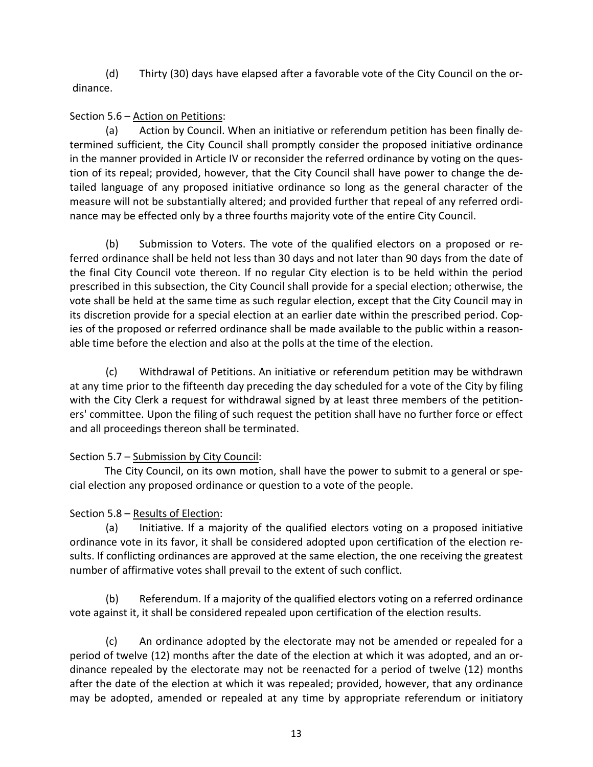(d) Thirty (30) days have elapsed after a favorable vote of the City Council on the ordinance.

Section 5.6 – Action on Petitions:

(a) Action by Council. When an initiative or referendum petition has been finally determined sufficient, the City Council shall promptly consider the proposed initiative ordinance in the manner provided in Article IV or reconsider the referred ordinance by voting on the question of its repeal; provided, however, that the City Council shall have power to change the detailed language of any proposed initiative ordinance so long as the general character of the measure will not be substantially altered; and provided further that repeal of any referred ordinance may be effected only by a three fourths majority vote of the entire City Council.

(b) Submission to Voters. The vote of the qualified electors on a proposed or referred ordinance shall be held not less than 30 days and not later than 90 days from the date of the final City Council vote thereon. If no regular City election is to be held within the period prescribed in this subsection, the City Council shall provide for a special election; otherwise, the vote shall be held at the same time as such regular election, except that the City Council may in its discretion provide for a special election at an earlier date within the prescribed period. Copies of the proposed or referred ordinance shall be made available to the public within a reasonable time before the election and also at the polls at the time of the election.

(c) Withdrawal of Petitions. An initiative or referendum petition may be withdrawn at any time prior to the fifteenth day preceding the day scheduled for a vote of the City by filing with the City Clerk a request for withdrawal signed by at least three members of the petitioners' committee. Upon the filing of such request the petition shall have no further force or effect and all proceedings thereon shall be terminated.

Section 5.7 – Submission by City Council:

The City Council, on its own motion, shall have the power to submit to a general or special election any proposed ordinance or question to a vote of the people.

Section 5.8 – Results of Election:

(a) Initiative. If a majority of the qualified electors voting on a proposed initiative ordinance vote in its favor, it shall be considered adopted upon certification of the election results. If conflicting ordinances are approved at the same election, the one receiving the greatest number of affirmative votes shall prevail to the extent of such conflict.

(b) Referendum. If a majority of the qualified electors voting on a referred ordinance vote against it, it shall be considered repealed upon certification of the election results.

(c) An ordinance adopted by the electorate may not be amended or repealed for a period of twelve (12) months after the date of the election at which it was adopted, and an ordinance repealed by the electorate may not be reenacted for a period of twelve (12) months after the date of the election at which it was repealed; provided, however, that any ordinance may be adopted, amended or repealed at any time by appropriate referendum or initiatory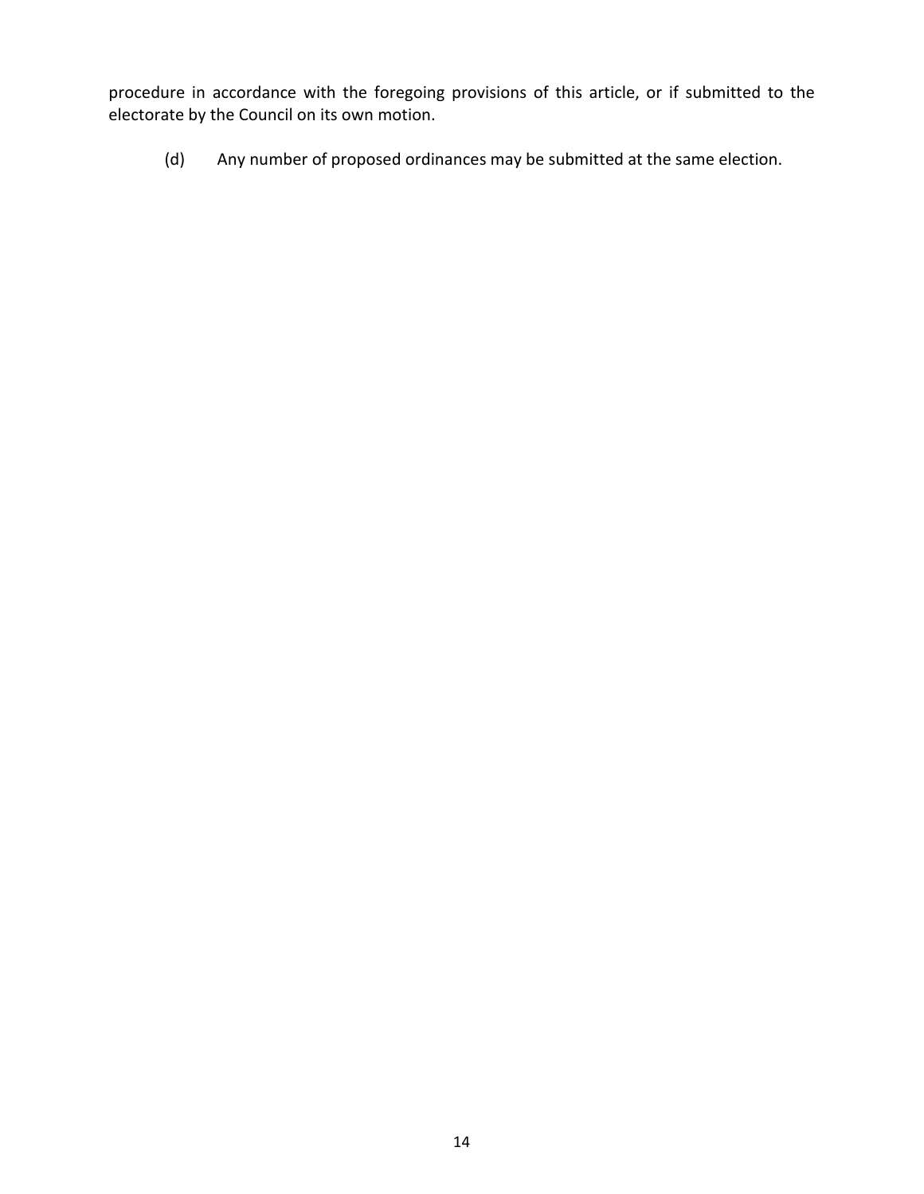procedure in accordance with the foregoing provisions of this article, or if submitted to the electorate by the Council on its own motion.

(d) Any number of proposed ordinances may be submitted at the same election.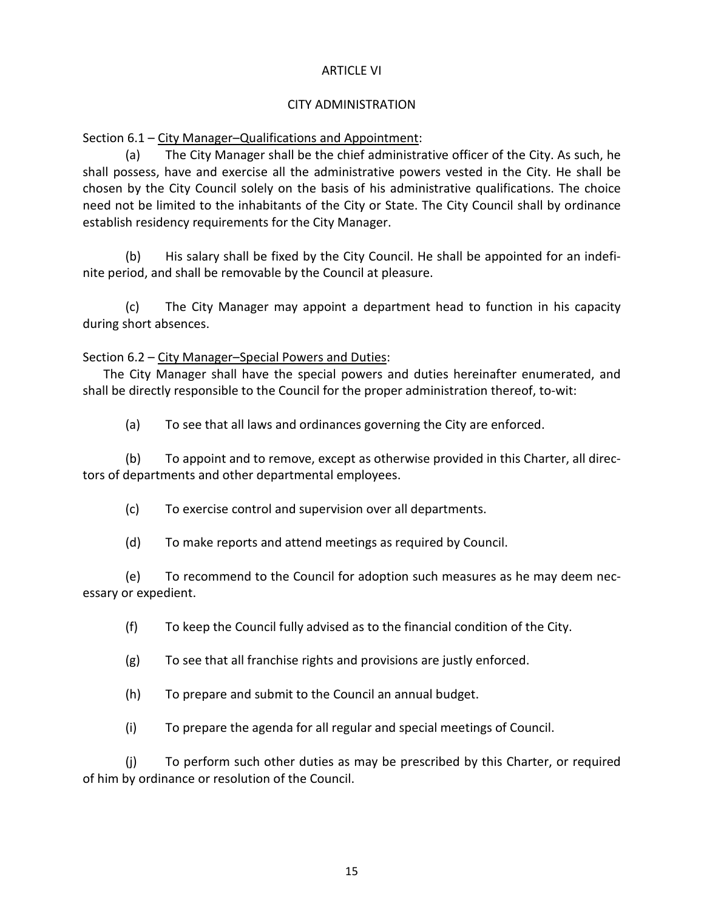# ARTICLE VI

## CITY ADMINISTRATION

Section 6.1 – City Manager–Qualifications and Appointment:

(a) The City Manager shall be the chief administrative officer of the City. As such, he shall possess, have and exercise all the administrative powers vested in the City. He shall be chosen by the City Council solely on the basis of his administrative qualifications. The choice need not be limited to the inhabitants of the City or State. The City Council shall by ordinance establish residency requirements for the City Manager.

(b) His salary shall be fixed by the City Council. He shall be appointed for an indefinite period, and shall be removable by the Council at pleasure.

(c) The City Manager may appoint a department head to function in his capacity during short absences.

Section 6.2 – City Manager–Special Powers and Duties:

The City Manager shall have the special powers and duties hereinafter enumerated, and shall be directly responsible to the Council for the proper administration thereof, to-wit:

(a) To see that all laws and ordinances governing the City are enforced.

(b) To appoint and to remove, except as otherwise provided in this Charter, all directors of departments and other departmental employees.

(c) To exercise control and supervision over all departments.

(d) To make reports and attend meetings as required by Council.

(e) To recommend to the Council for adoption such measures as he may deem necessary or expedient.

(f) To keep the Council fully advised as to the financial condition of the City.

(g) To see that all franchise rights and provisions are justly enforced.

(h) To prepare and submit to the Council an annual budget.

(i) To prepare the agenda for all regular and special meetings of Council.

(j) To perform such other duties as may be prescribed by this Charter, or required of him by ordinance or resolution of the Council.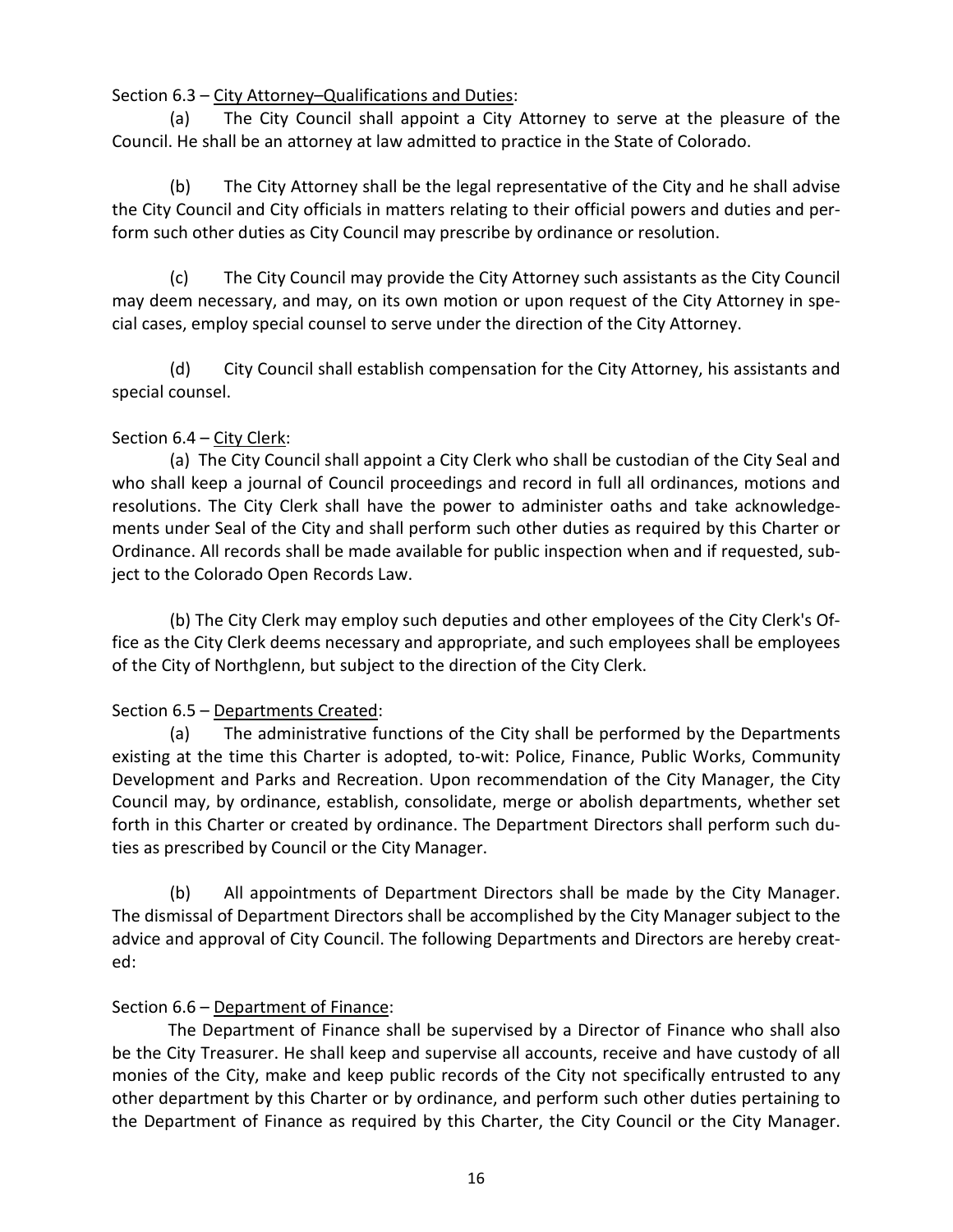Section 6.3 – City Attorney–Qualifications and Duties:

(a) The City Council shall appoint a City Attorney to serve at the pleasure of the Council. He shall be an attorney at law admitted to practice in the State of Colorado.

(b) The City Attorney shall be the legal representative of the City and he shall advise the City Council and City officials in matters relating to their official powers and duties and perform such other duties as City Council may prescribe by ordinance or resolution.

(c) The City Council may provide the City Attorney such assistants as the City Council may deem necessary, and may, on its own motion or upon request of the City Attorney in special cases, employ special counsel to serve under the direction of the City Attorney.

(d) City Council shall establish compensation for the City Attorney, his assistants and special counsel.

Section 6.4 – City Clerk:

(a) The City Council shall appoint a City Clerk who shall be custodian of the City Seal and who shall keep a journal of Council proceedings and record in full all ordinances, motions and resolutions. The City Clerk shall have the power to administer oaths and take acknowledgements under Seal of the City and shall perform such other duties as required by this Charter or Ordinance. All records shall be made available for public inspection when and if requested, subject to the Colorado Open Records Law.

(b) The City Clerk may employ such deputies and other employees of the City Clerk's Office as the City Clerk deems necessary and appropriate, and such employees shall be employees of the City of Northglenn, but subject to the direction of the City Clerk.

Section 6.5 – Departments Created:

(a) The administrative functions of the City shall be performed by the Departments existing at the time this Charter is adopted, to-wit: Police, Finance, Public Works, Community Development and Parks and Recreation. Upon recommendation of the City Manager, the City Council may, by ordinance, establish, consolidate, merge or abolish departments, whether set forth in this Charter or created by ordinance. The Department Directors shall perform such duties as prescribed by Council or the City Manager.

(b) All appointments of Department Directors shall be made by the City Manager. The dismissal of Department Directors shall be accomplished by the City Manager subject to the advice and approval of City Council. The following Departments and Directors are hereby created:

Section 6.6 – Department of Finance:

The Department of Finance shall be supervised by a Director of Finance who shall also be the City Treasurer. He shall keep and supervise all accounts, receive and have custody of all monies of the City, make and keep public records of the City not specifically entrusted to any other department by this Charter or by ordinance, and perform such other duties pertaining to the Department of Finance as required by this Charter, the City Council or the City Manager.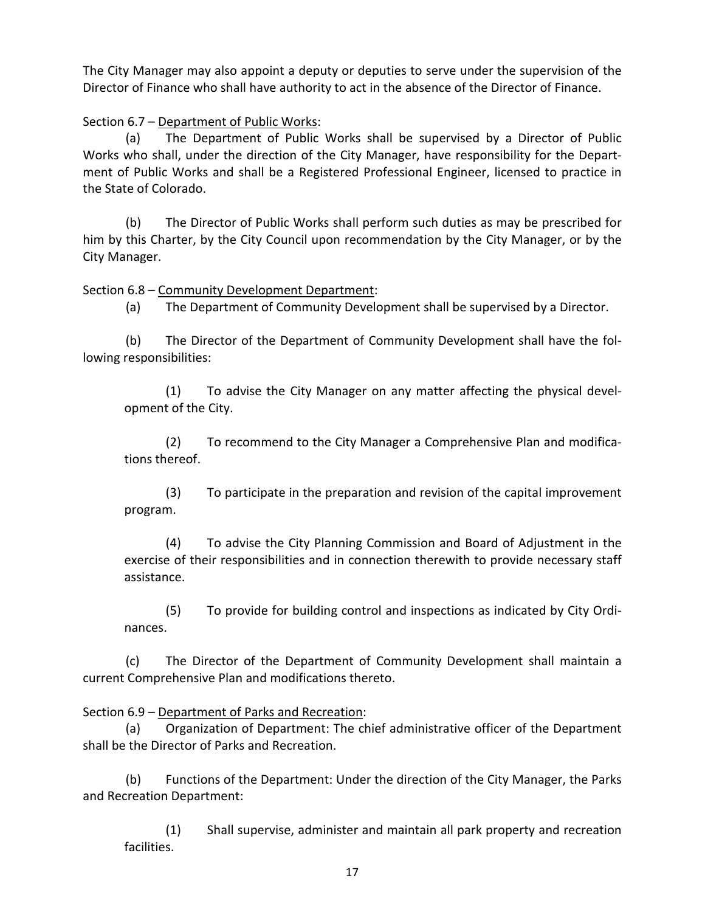The City Manager may also appoint a deputy or deputies to serve under the supervision of the Director of Finance who shall have authority to act in the absence of the Director of Finance.

Section 6.7 – Department of Public Works:

(a) The Department of Public Works shall be supervised by a Director of Public Works who shall, under the direction of the City Manager, have responsibility for the Department of Public Works and shall be a Registered Professional Engineer, licensed to practice in the State of Colorado.

(b) The Director of Public Works shall perform such duties as may be prescribed for him by this Charter, by the City Council upon recommendation by the City Manager, or by the City Manager.

Section 6.8 – Community Development Department:

(a) The Department of Community Development shall be supervised by a Director.

(b) The Director of the Department of Community Development shall have the following responsibilities:

(1) To advise the City Manager on any matter affecting the physical development of the City.

(2) To recommend to the City Manager a Comprehensive Plan and modifications thereof.

(3) To participate in the preparation and revision of the capital improvement program.

(4) To advise the City Planning Commission and Board of Adjustment in the exercise of their responsibilities and in connection therewith to provide necessary staff assistance.

(5) To provide for building control and inspections as indicated by City Ordinances.

(c) The Director of the Department of Community Development shall maintain a current Comprehensive Plan and modifications thereto.

Section 6.9 – Department of Parks and Recreation:

(a) Organization of Department: The chief administrative officer of the Department shall be the Director of Parks and Recreation.

(b) Functions of the Department: Under the direction of the City Manager, the Parks and Recreation Department:

(1) Shall supervise, administer and maintain all park property and recreation facilities.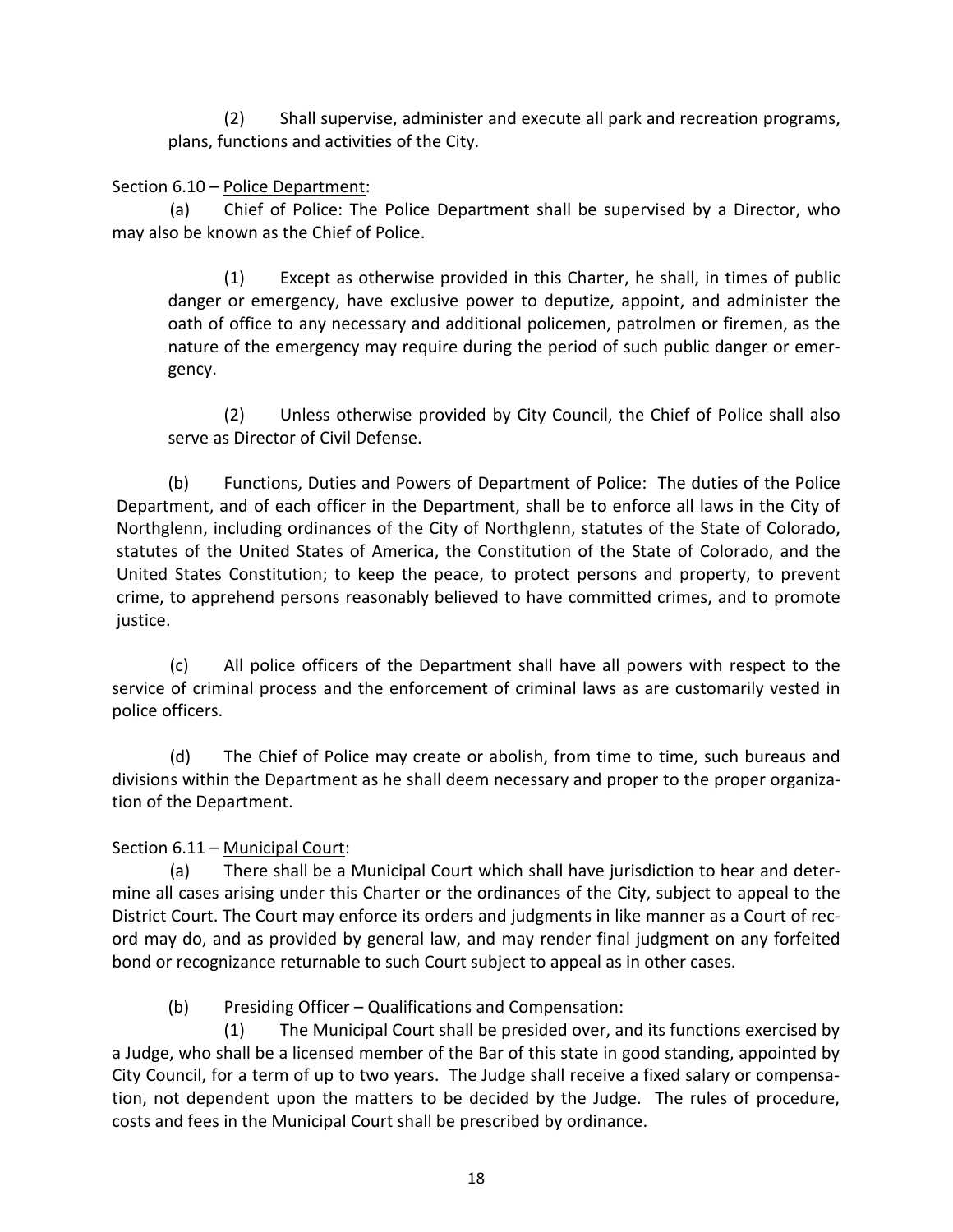(2) Shall supervise, administer and execute all park and recreation programs, plans, functions and activities of the City.

Section 6.10 – Police Department:

(a) Chief of Police: The Police Department shall be supervised by a Director, who may also be known as the Chief of Police.

(1) Except as otherwise provided in this Charter, he shall, in times of public danger or emergency, have exclusive power to deputize, appoint, and administer the oath of office to any necessary and additional policemen, patrolmen or firemen, as the nature of the emergency may require during the period of such public danger or emergency.

(2) Unless otherwise provided by City Council, the Chief of Police shall also serve as Director of Civil Defense.

(b) Functions, Duties and Powers of Department of Police: The duties of the Police Department, and of each officer in the Department, shall be to enforce all laws in the City of Northglenn, including ordinances of the City of Northglenn, statutes of the State of Colorado, statutes of the United States of America, the Constitution of the State of Colorado, and the United States Constitution; to keep the peace, to protect persons and property, to prevent crime, to apprehend persons reasonably believed to have committed crimes, and to promote justice.

(c) All police officers of the Department shall have all powers with respect to the service of criminal process and the enforcement of criminal laws as are customarily vested in police officers.

(d) The Chief of Police may create or abolish, from time to time, such bureaus and divisions within the Department as he shall deem necessary and proper to the proper organization of the Department.

Section 6.11 – Municipal Court:

(a) There shall be a Municipal Court which shall have jurisdiction to hear and determine all cases arising under this Charter or the ordinances of the City, subject to appeal to the District Court. The Court may enforce its orders and judgments in like manner as a Court of record may do, and as provided by general law, and may render final judgment on any forfeited bond or recognizance returnable to such Court subject to appeal as in other cases.

(b) Presiding Officer – Qualifications and Compensation:

(1) The Municipal Court shall be presided over, and its functions exercised by a Judge, who shall be a licensed member of the Bar of this state in good standing, appointed by City Council, for a term of up to two years. The Judge shall receive a fixed salary or compensation, not dependent upon the matters to be decided by the Judge. The rules of procedure, costs and fees in the Municipal Court shall be prescribed by ordinance.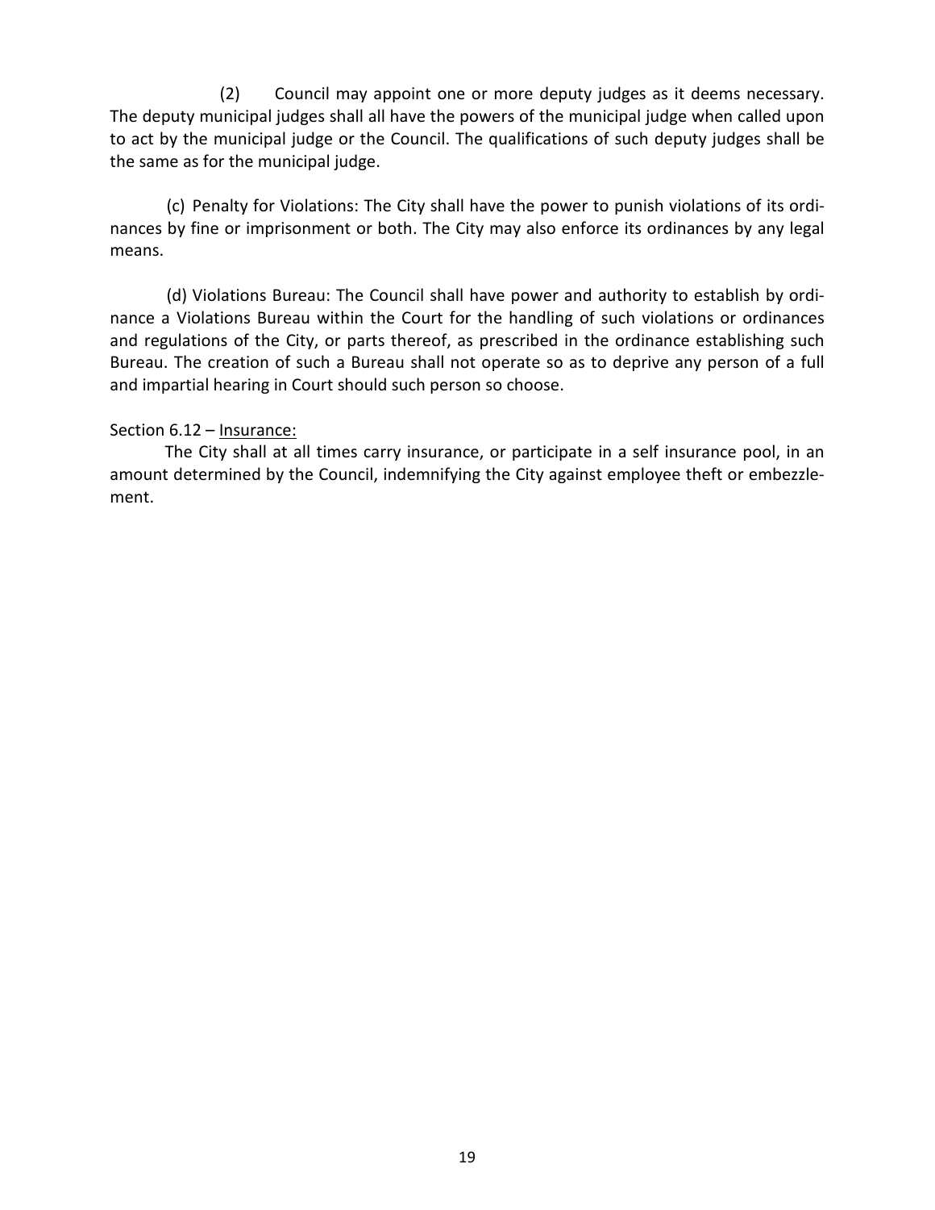(2) Council may appoint one or more deputy judges as it deems necessary. The deputy municipal judges shall all have the powers of the municipal judge when called upon to act by the municipal judge or the Council. The qualifications of such deputy judges shall be the same as for the municipal judge.

(c) Penalty for Violations: The City shall have the power to punish violations of its ordinances by fine or imprisonment or both. The City may also enforce its ordinances by any legal means.

(d) Violations Bureau: The Council shall have power and authority to establish by ordinance a Violations Bureau within the Court for the handling of such violations or ordinances and regulations of the City, or parts thereof, as prescribed in the ordinance establishing such Bureau. The creation of such a Bureau shall not operate so as to deprive any person of a full and impartial hearing in Court should such person so choose.

Section 6.12 – Insurance:

The City shall at all times carry insurance, or participate in a self insurance pool, in an amount determined by the Council, indemnifying the City against employee theft or embezzlement.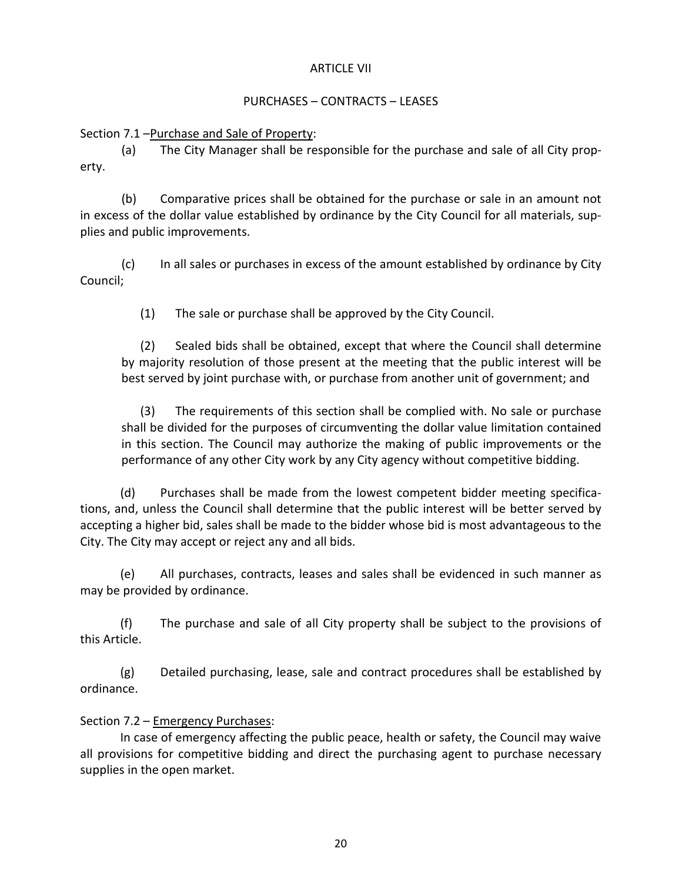# ARTICLE VII

## PURCHASES – CONTRACTS – LEASES

Section 7.1 –Purchase and Sale of Property:

(a) The City Manager shall be responsible for the purchase and sale of all City property.

(b) Comparative prices shall be obtained for the purchase or sale in an amount not in excess of the dollar value established by ordinance by the City Council for all materials, supplies and public improvements.

(c) In all sales or purchases in excess of the amount established by ordinance by City Council;

> (1) The sale or purchase shall be approved by the City Council.
>
> (2) Sealed bids shall be obtained, except that where the Council shall determine by majority resolution of those present at the meeting that the public interest will be best served by joint purchase with, or purchase from another unit of government; and
>
> (3) The requirements of this section shall be complied with. No sale or purchase shall be divided for the purposes of circumventing the dollar value limitation contained in this section. The Council may authorize the making of public improvements or the performance of any other City work by any City agency without competitive bidding.

(d) Purchases shall be made from the lowest competent bidder meeting specifications, and, unless the Council shall determine that the public interest will be better served by accepting a higher bid, sales shall be made to the bidder whose bid is most advantageous to the City. The City may accept or reject any and all bids.

(e) All purchases, contracts, leases and sales shall be evidenced in such manner as may be provided by ordinance.

(f) The purchase and sale of all City property shall be subject to the provisions of this Article.

(g) Detailed purchasing, lease, sale and contract procedures shall be established by ordinance.

Section 7.2 – Emergency Purchases:

In case of emergency affecting the public peace, health or safety, the Council may waive all provisions for competitive bidding and direct the purchasing agent to purchase necessary supplies in the open market.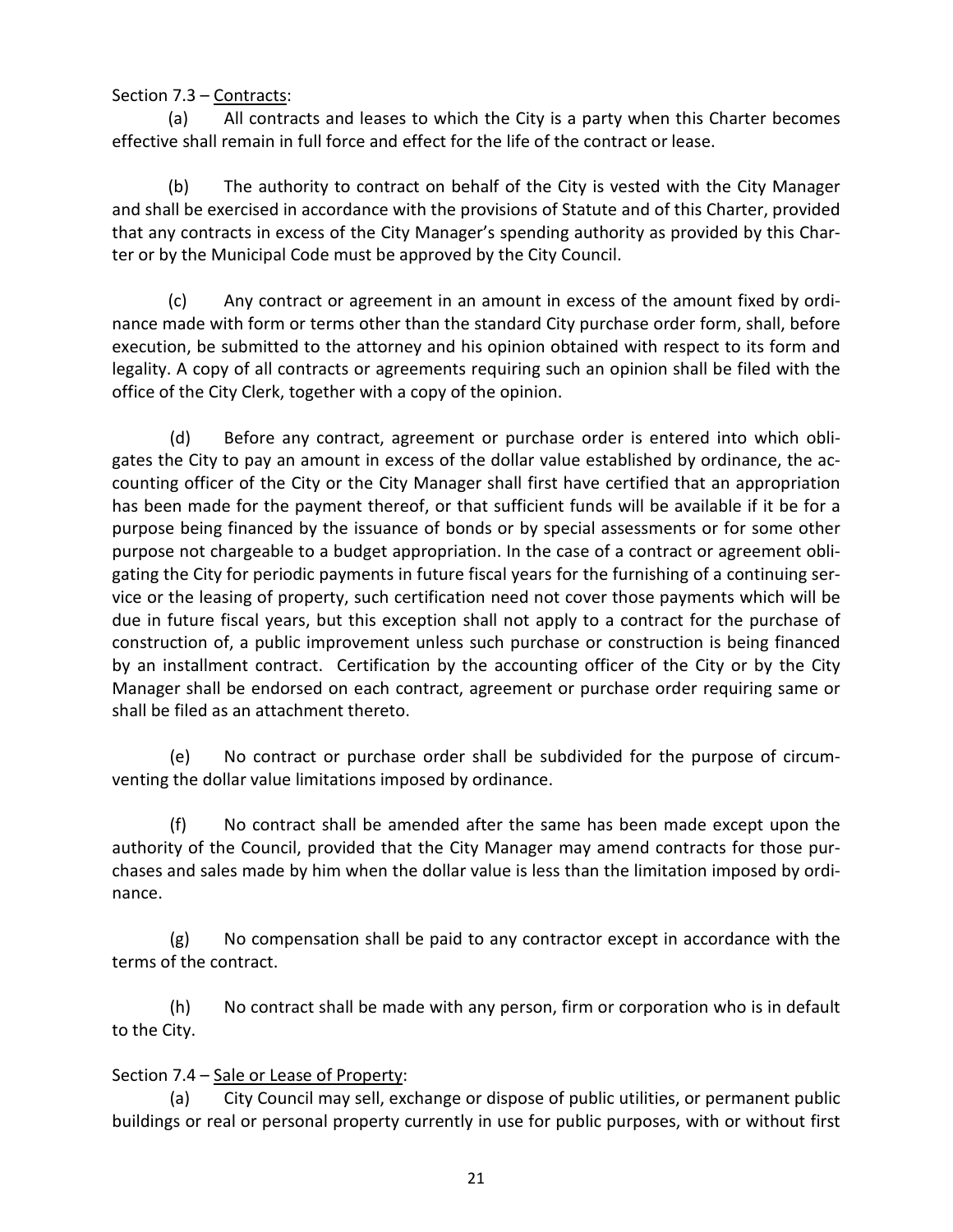Section 7.3 – Contracts:

(a) All contracts and leases to which the City is a party when this Charter becomes effective shall remain in full force and effect for the life of the contract or lease.

(b) The authority to contract on behalf of the City is vested with the City Manager and shall be exercised in accordance with the provisions of Statute and of this Charter, provided that any contracts in excess of the City Manager's spending authority as provided by this Charter or by the Municipal Code must be approved by the City Council.

(c) Any contract or agreement in an amount in excess of the amount fixed by ordinance made with form or terms other than the standard City purchase order form, shall, before execution, be submitted to the attorney and his opinion obtained with respect to its form and legality. A copy of all contracts or agreements requiring such an opinion shall be filed with the office of the City Clerk, together with a copy of the opinion.

(d) Before any contract, agreement or purchase order is entered into which obligates the City to pay an amount in excess of the dollar value established by ordinance, the accounting officer of the City or the City Manager shall first have certified that an appropriation has been made for the payment thereof, or that sufficient funds will be available if it be for a purpose being financed by the issuance of bonds or by special assessments or for some other purpose not chargeable to a budget appropriation. In the case of a contract or agreement obligating the City for periodic payments in future fiscal years for the furnishing of a continuing service or the leasing of property, such certification need not cover those payments which will be due in future fiscal years, but this exception shall not apply to a contract for the purchase of construction of, a public improvement unless such purchase or construction is being financed by an installment contract. Certification by the accounting officer of the City or by the City Manager shall be endorsed on each contract, agreement or purchase order requiring same or shall be filed as an attachment thereto.

(e) No contract or purchase order shall be subdivided for the purpose of circumventing the dollar value limitations imposed by ordinance.

(f) No contract shall be amended after the same has been made except upon the authority of the Council, provided that the City Manager may amend contracts for those purchases and sales made by him when the dollar value is less than the limitation imposed by ordinance.

(g) No compensation shall be paid to any contractor except in accordance with the terms of the contract.

(h) No contract shall be made with any person, firm or corporation who is in default to the City.

Section 7.4 – Sale or Lease of Property:

(a) City Council may sell, exchange or dispose of public utilities, or permanent public buildings or real or personal property currently in use for public purposes, with or without first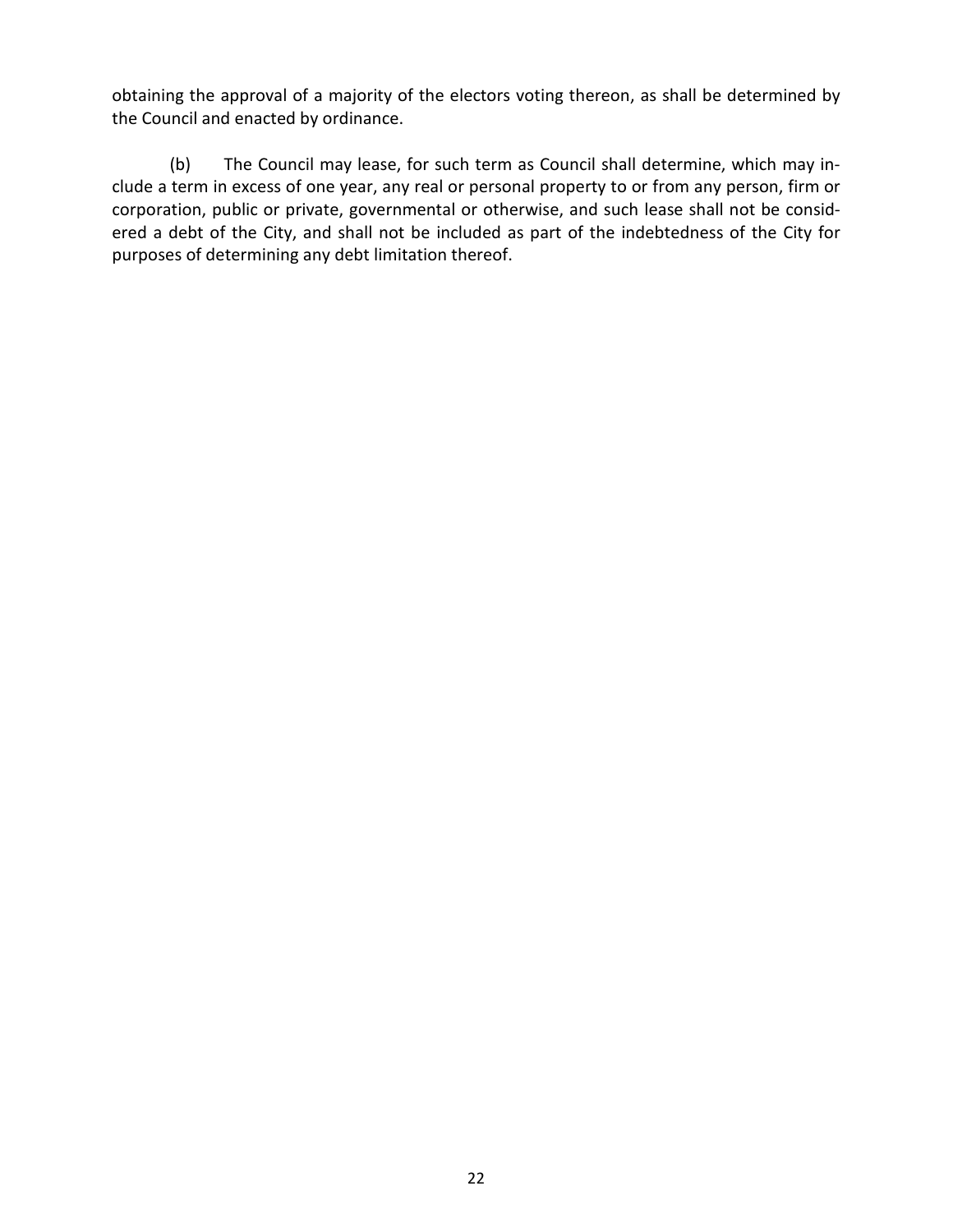obtaining the approval of a majority of the electors voting thereon, as shall be determined by the Council and enacted by ordinance.

(b) The Council may lease, for such term as Council shall determine, which may include a term in excess of one year, any real or personal property to or from any person, firm or corporation, public or private, governmental or otherwise, and such lease shall not be considered a debt of the City, and shall not be included as part of the indebtedness of the City for purposes of determining any debt limitation thereof.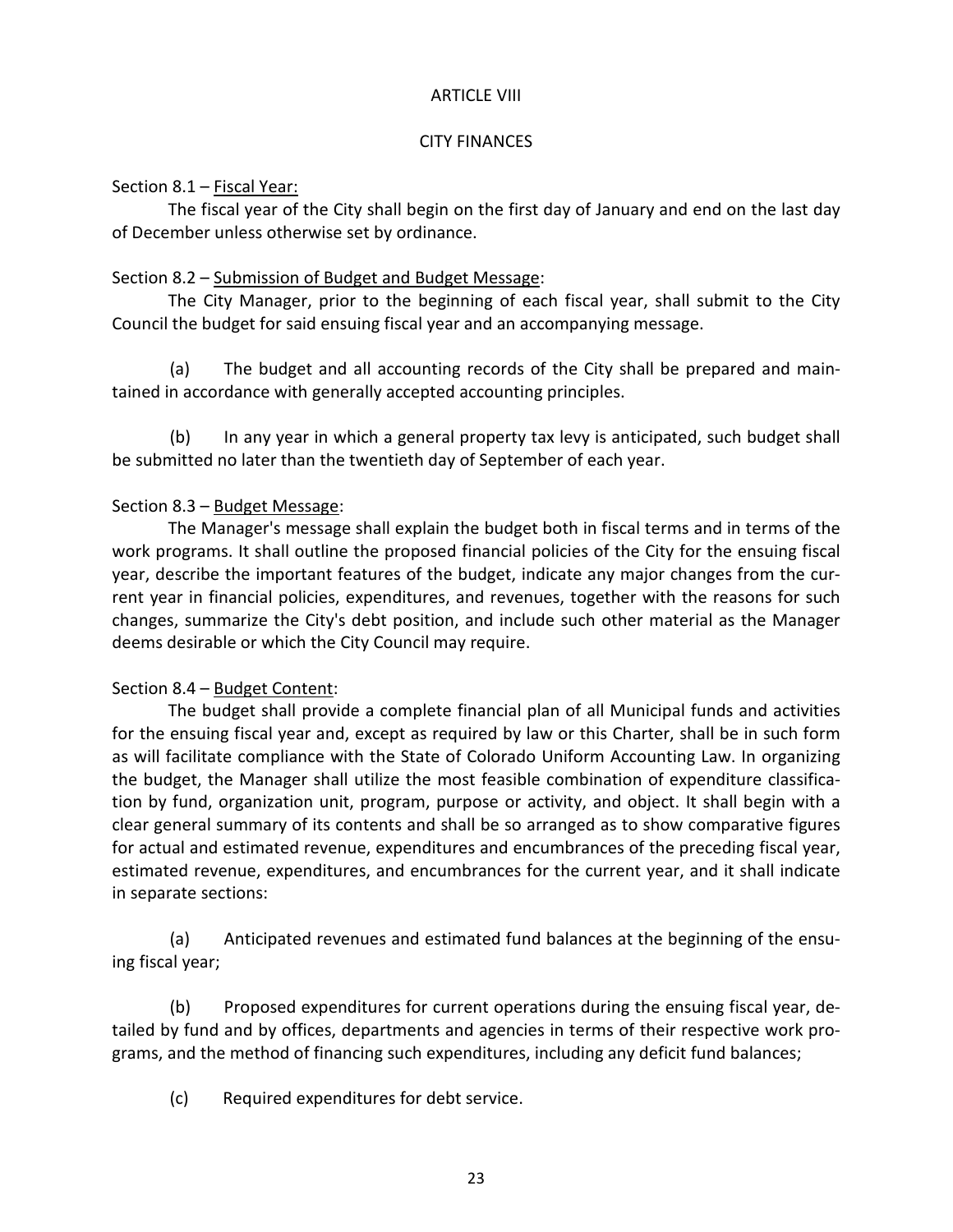## ARTICLE VIII

## CITY FINANCES

Section 8.1 – Fiscal Year:

The fiscal year of the City shall begin on the first day of January and end on the last day of December unless otherwise set by ordinance.

Section 8.2 – Submission of Budget and Budget Message:

The City Manager, prior to the beginning of each fiscal year, shall submit to the City Council the budget for said ensuing fiscal year and an accompanying message.

(a) The budget and all accounting records of the City shall be prepared and maintained in accordance with generally accepted accounting principles.

(b) In any year in which a general property tax levy is anticipated, such budget shall be submitted no later than the twentieth day of September of each year.

Section 8.3 – Budget Message:

The Manager's message shall explain the budget both in fiscal terms and in terms of the work programs. It shall outline the proposed financial policies of the City for the ensuing fiscal year, describe the important features of the budget, indicate any major changes from the current year in financial policies, expenditures, and revenues, together with the reasons for such changes, summarize the City's debt position, and include such other material as the Manager deems desirable or which the City Council may require.

Section 8.4 – Budget Content:

The budget shall provide a complete financial plan of all Municipal funds and activities for the ensuing fiscal year and, except as required by law or this Charter, shall be in such form as will facilitate compliance with the State of Colorado Uniform Accounting Law. In organizing the budget, the Manager shall utilize the most feasible combination of expenditure classification by fund, organization unit, program, purpose or activity, and object. It shall begin with a clear general summary of its contents and shall be so arranged as to show comparative figures for actual and estimated revenue, expenditures and encumbrances of the preceding fiscal year, estimated revenue, expenditures, and encumbrances for the current year, and it shall indicate in separate sections:

(a) Anticipated revenues and estimated fund balances at the beginning of the ensuing fiscal year;

(b) Proposed expenditures for current operations during the ensuing fiscal year, detailed by fund and by offices, departments and agencies in terms of their respective work programs, and the method of financing such expenditures, including any deficit fund balances;

(c) Required expenditures for debt service.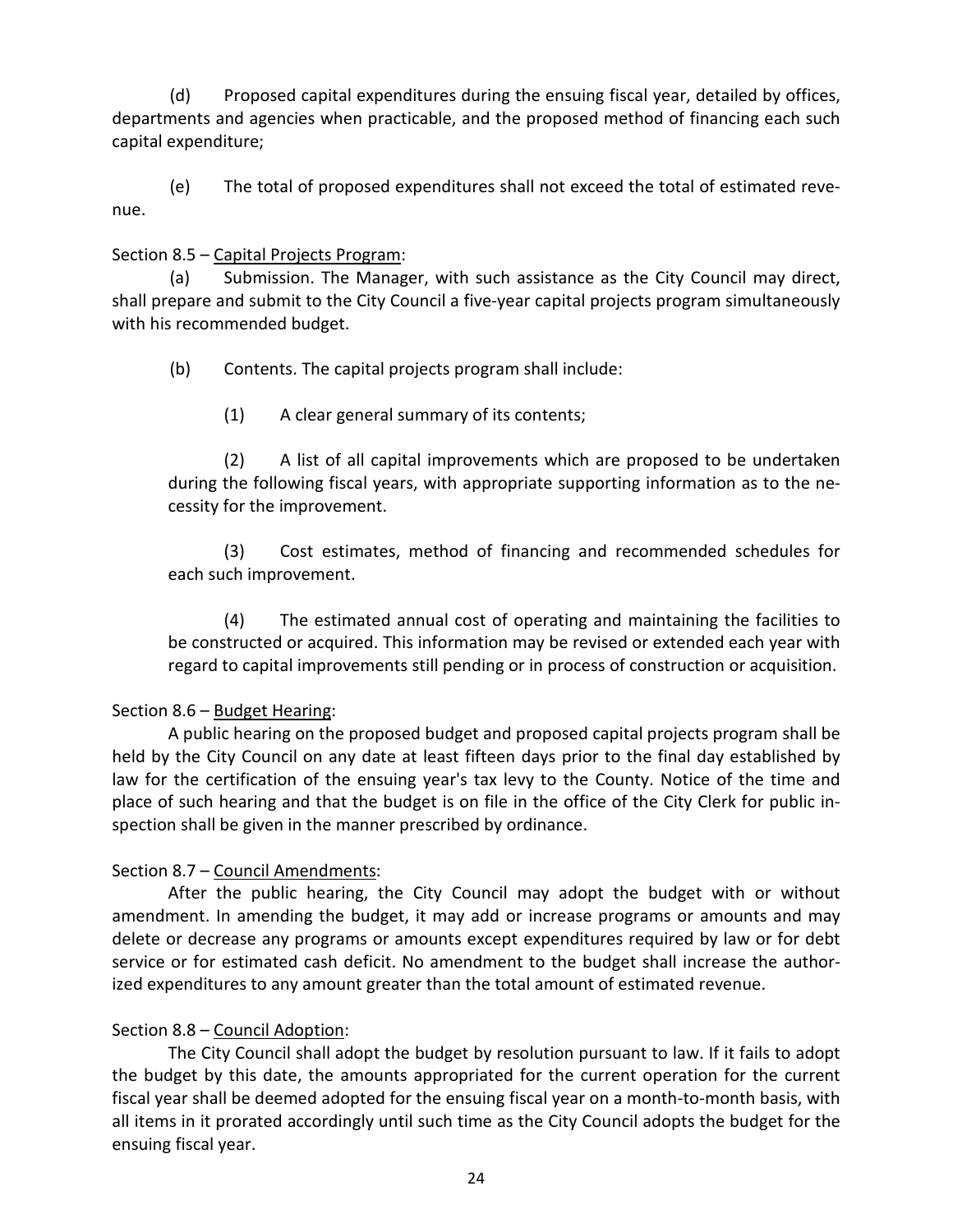(d) Proposed capital expenditures during the ensuing fiscal year, detailed by offices, departments and agencies when practicable, and the proposed method of financing each such capital expenditure;

(e) The total of proposed expenditures shall not exceed the total of estimated revenue.

Section 8.5 – <u>Capital Projects Program</u>:

(a) Submission. The Manager, with such assistance as the City Council may direct, shall prepare and submit to the City Council a five-year capital projects program simultaneously with his recommended budget.

(b) Contents. The capital projects program shall include:

(1) A clear general summary of its contents;

(2) A list of all capital improvements which are proposed to be undertaken during the following fiscal years, with appropriate supporting information as to the necessity for the improvement.

(3) Cost estimates, method of financing and recommended schedules for each such improvement.

(4) The estimated annual cost of operating and maintaining the facilities to be constructed or acquired. This information may be revised or extended each year with regard to capital improvements still pending or in process of construction or acquisition.

Section 8.6 – <u>Budget Hearing</u>:

A public hearing on the proposed budget and proposed capital projects program shall be held by the City Council on any date at least fifteen days prior to the final day established by law for the certification of the ensuing year's tax levy to the County. Notice of the time and place of such hearing and that the budget is on file in the office of the City Clerk for public inspection shall be given in the manner prescribed by ordinance.

Section 8.7 – <u>Council Amendments</u>:

After the public hearing, the City Council may adopt the budget with or without amendment. In amending the budget, it may add or increase programs or amounts and may delete or decrease any programs or amounts except expenditures required by law or for debt service or for estimated cash deficit. No amendment to the budget shall increase the authorized expenditures to any amount greater than the total amount of estimated revenue.

Section 8.8 – <u>Council Adoption</u>:

The City Council shall adopt the budget by resolution pursuant to law. If it fails to adopt the budget by this date, the amounts appropriated for the current operation for the current fiscal year shall be deemed adopted for the ensuing fiscal year on a month-to-month basis, with all items in it prorated accordingly until such time as the City Council adopts the budget for the ensuing fiscal year.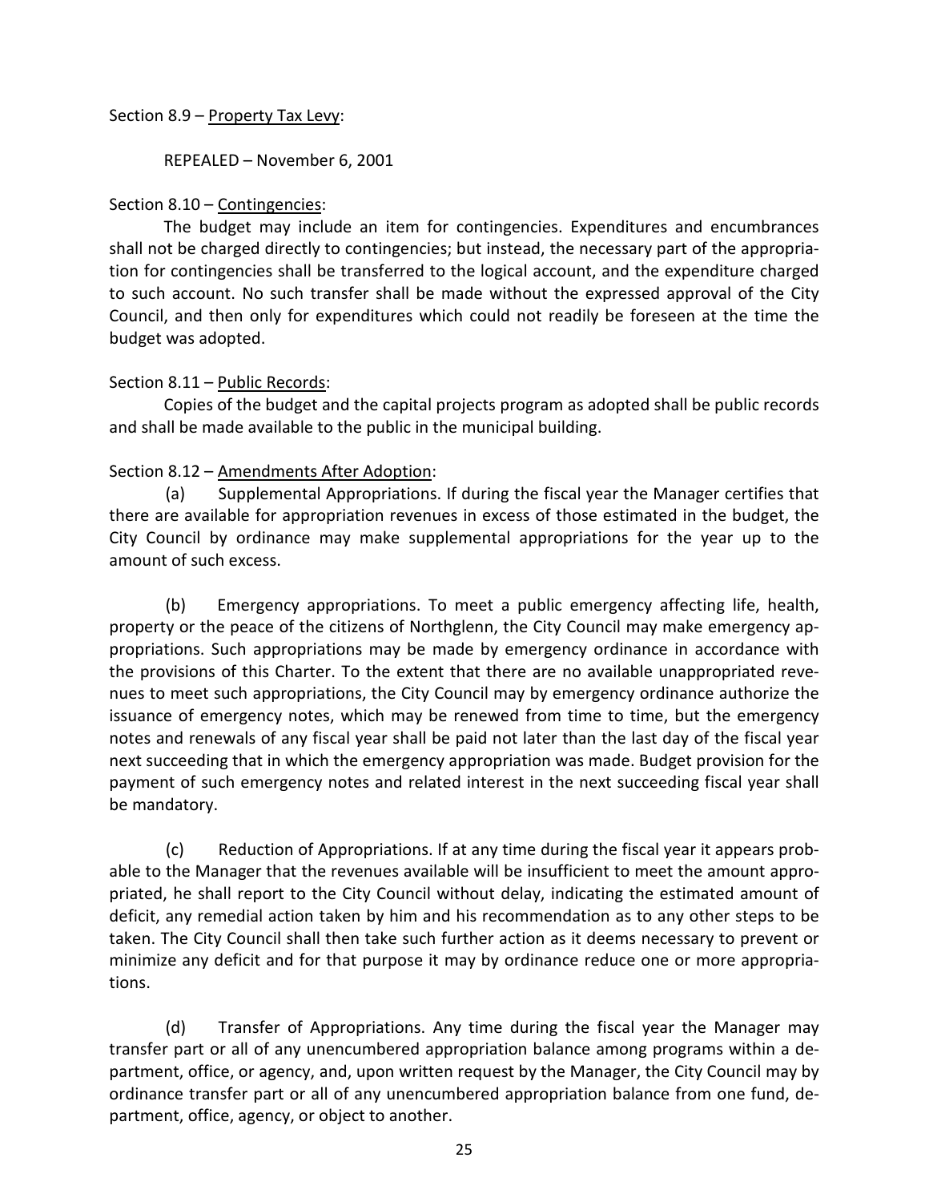Section 8.9 – <u>Property Tax Levy</u>:

REPEALED – November 6, 2001

Section 8.10 – <u>Contingencies</u>:

The budget may include an item for contingencies. Expenditures and encumbrances shall not be charged directly to contingencies; but instead, the necessary part of the appropriation for contingencies shall be transferred to the logical account, and the expenditure charged to such account. No such transfer shall be made without the expressed approval of the City Council, and then only for expenditures which could not readily be foreseen at the time the budget was adopted.

Section 8.11 – <u>Public Records</u>:

Copies of the budget and the capital projects program as adopted shall be public records and shall be made available to the public in the municipal building.

Section 8.12 – <u>Amendments After Adoption</u>:

(a) Supplemental Appropriations. If during the fiscal year the Manager certifies that there are available for appropriation revenues in excess of those estimated in the budget, the City Council by ordinance may make supplemental appropriations for the year up to the amount of such excess.

(b) Emergency appropriations. To meet a public emergency affecting life, health, property or the peace of the citizens of Northglenn, the City Council may make emergency appropriations. Such appropriations may be made by emergency ordinance in accordance with the provisions of this Charter. To the extent that there are no available unappropriated revenues to meet such appropriations, the City Council may by emergency ordinance authorize the issuance of emergency notes, which may be renewed from time to time, but the emergency notes and renewals of any fiscal year shall be paid not later than the last day of the fiscal year next succeeding that in which the emergency appropriation was made. Budget provision for the payment of such emergency notes and related interest in the next succeeding fiscal year shall be mandatory.

(c) Reduction of Appropriations. If at any time during the fiscal year it appears probable to the Manager that the revenues available will be insufficient to meet the amount appropriated, he shall report to the City Council without delay, indicating the estimated amount of deficit, any remedial action taken by him and his recommendation as to any other steps to be taken. The City Council shall then take such further action as it deems necessary to prevent or minimize any deficit and for that purpose it may by ordinance reduce one or more appropriations.

(d) Transfer of Appropriations. Any time during the fiscal year the Manager may transfer part or all of any unencumbered appropriation balance among programs within a department, office, or agency, and, upon written request by the Manager, the City Council may by ordinance transfer part or all of any unencumbered appropriation balance from one fund, department, office, agency, or object to another.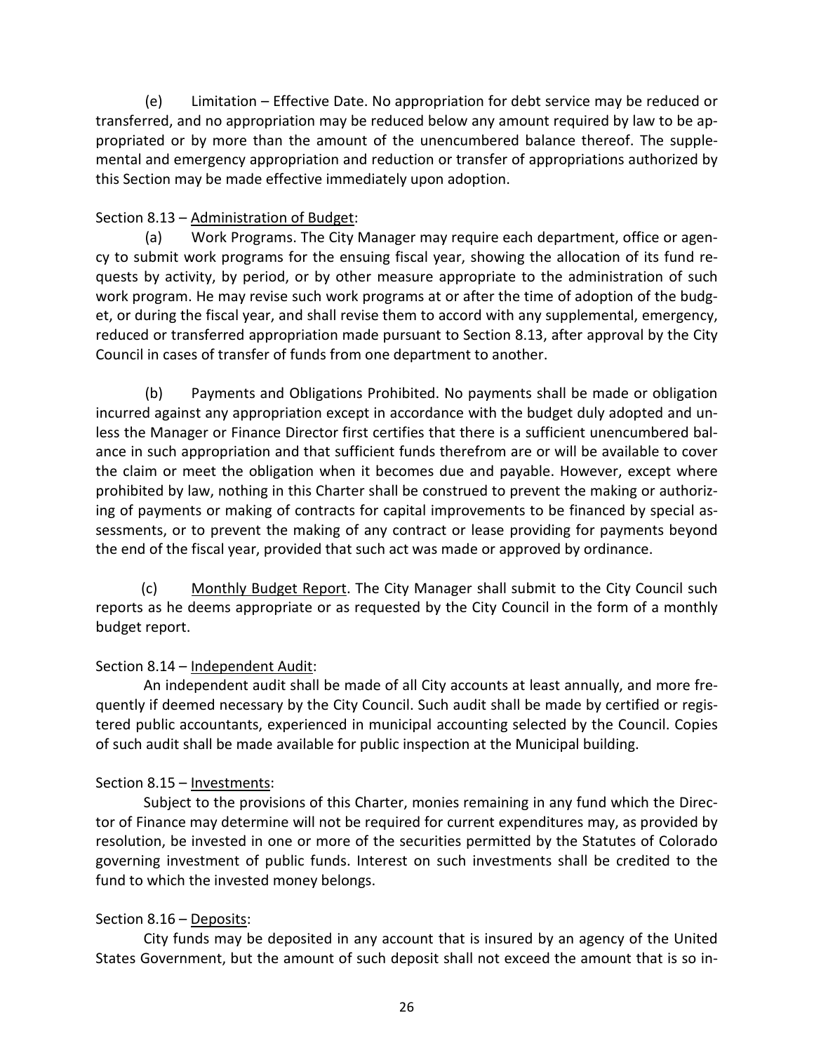(e) Limitation – Effective Date. No appropriation for debt service may be reduced or transferred, and no appropriation may be reduced below any amount required by law to be appropriated or by more than the amount of the unencumbered balance thereof. The supplemental and emergency appropriation and reduction or transfer of appropriations authorized by this Section may be made effective immediately upon adoption.

Section 8.13 – Administration of Budget:

(a) Work Programs. The City Manager may require each department, office or agency to submit work programs for the ensuing fiscal year, showing the allocation of its fund requests by activity, by period, or by other measure appropriate to the administration of such work program. He may revise such work programs at or after the time of adoption of the budget, or during the fiscal year, and shall revise them to accord with any supplemental, emergency, reduced or transferred appropriation made pursuant to Section 8.13, after approval by the City Council in cases of transfer of funds from one department to another.

(b) Payments and Obligations Prohibited. No payments shall be made or obligation incurred against any appropriation except in accordance with the budget duly adopted and unless the Manager or Finance Director first certifies that there is a sufficient unencumbered balance in such appropriation and that sufficient funds therefrom are or will be available to cover the claim or meet the obligation when it becomes due and payable. However, except where prohibited by law, nothing in this Charter shall be construed to prevent the making or authorizing of payments or making of contracts for capital improvements to be financed by special assessments, or to prevent the making of any contract or lease providing for payments beyond the end of the fiscal year, provided that such act was made or approved by ordinance.

(c) Monthly Budget Report. The City Manager shall submit to the City Council such reports as he deems appropriate or as requested by the City Council in the form of a monthly budget report.

Section 8.14 – Independent Audit:

An independent audit shall be made of all City accounts at least annually, and more frequently if deemed necessary by the City Council. Such audit shall be made by certified or registered public accountants, experienced in municipal accounting selected by the Council. Copies of such audit shall be made available for public inspection at the Municipal building.

Section 8.15 – Investments:

Subject to the provisions of this Charter, monies remaining in any fund which the Director of Finance may determine will not be required for current expenditures may, as provided by resolution, be invested in one or more of the securities permitted by the Statutes of Colorado governing investment of public funds. Interest on such investments shall be credited to the fund to which the invested money belongs.

Section 8.16 – Deposits:

City funds may be deposited in any account that is insured by an agency of the United States Government, but the amount of such deposit shall not exceed the amount that is so in-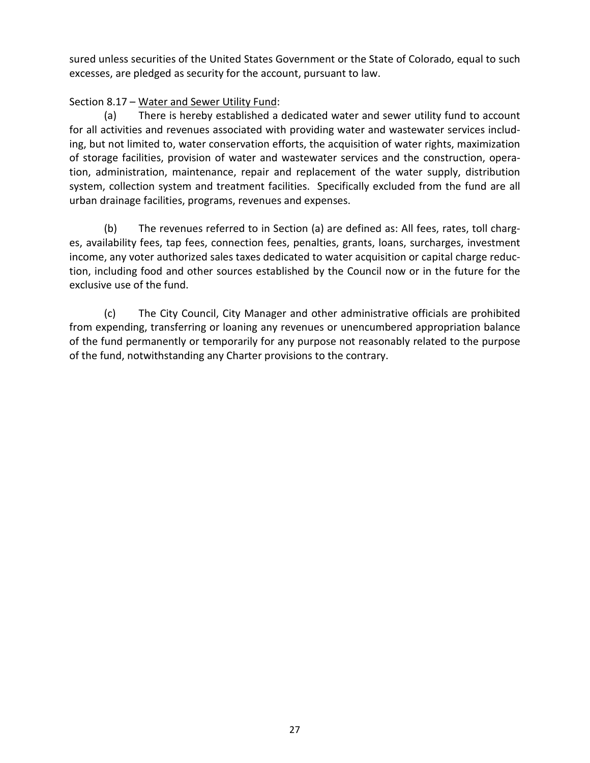sured unless securities of the United States Government or the State of Colorado, equal to such excesses, are pledged as security for the account, pursuant to law.

Section 8.17 – Water and Sewer Utility Fund:

(a) There is hereby established a dedicated water and sewer utility fund to account for all activities and revenues associated with providing water and wastewater services including, but not limited to, water conservation efforts, the acquisition of water rights, maximization of storage facilities, provision of water and wastewater services and the construction, operation, administration, maintenance, repair and replacement of the water supply, distribution system, collection system and treatment facilities. Specifically excluded from the fund are all urban drainage facilities, programs, revenues and expenses.

(b) The revenues referred to in Section (a) are defined as: All fees, rates, toll charges, availability fees, tap fees, connection fees, penalties, grants, loans, surcharges, investment income, any voter authorized sales taxes dedicated to water acquisition or capital charge reduction, including food and other sources established by the Council now or in the future for the exclusive use of the fund.

(c) The City Council, City Manager and other administrative officials are prohibited from expending, transferring or loaning any revenues or unencumbered appropriation balance of the fund permanently or temporarily for any purpose not reasonably related to the purpose of the fund, notwithstanding any Charter provisions to the contrary.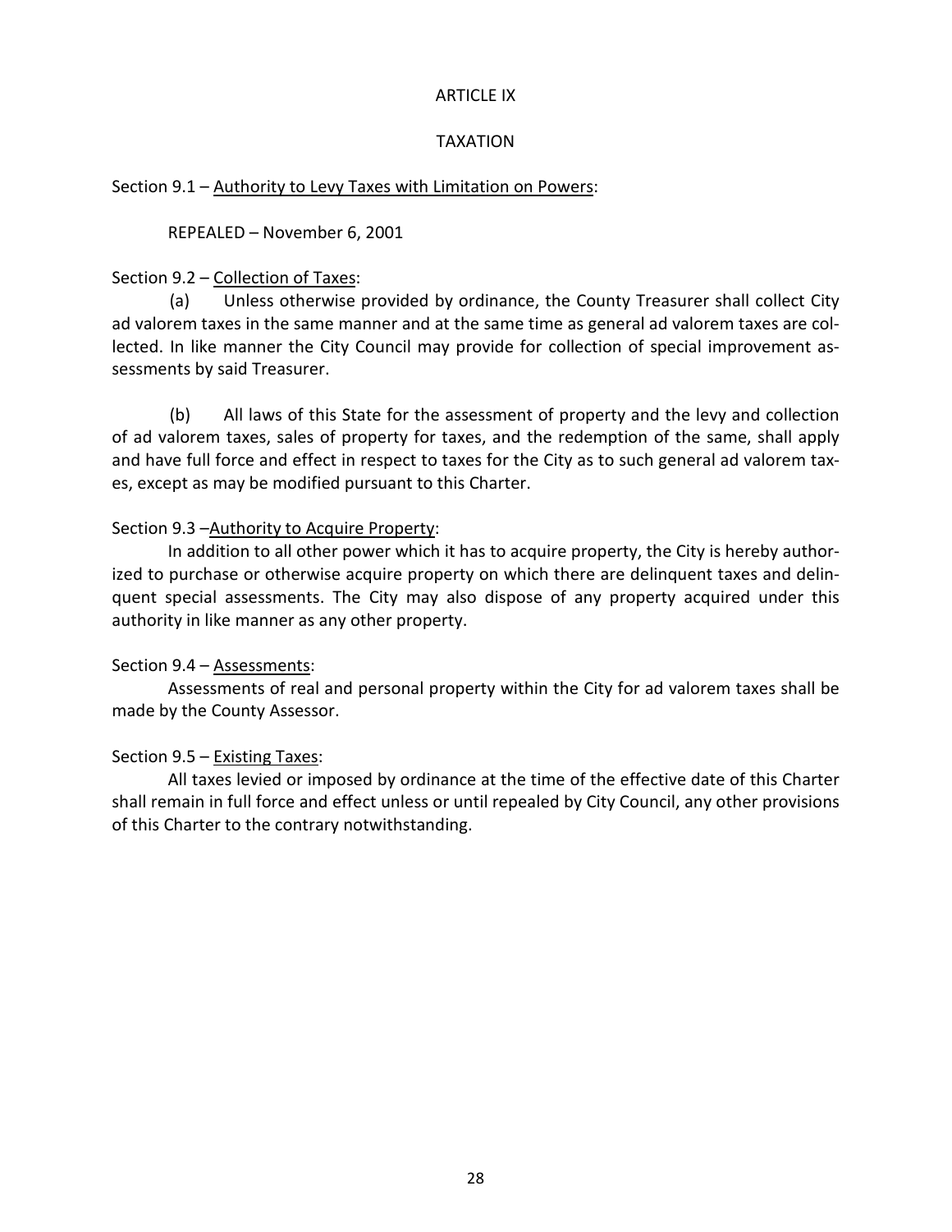# ARTICLE IX

## TAXATION

Section 9.1 – Authority to Levy Taxes with Limitation on Powers:

REPEALED – November 6, 2001

Section 9.2 – Collection of Taxes:

(a) Unless otherwise provided by ordinance, the County Treasurer shall collect City ad valorem taxes in the same manner and at the same time as general ad valorem taxes are collected. In like manner the City Council may provide for collection of special improvement assessments by said Treasurer.

(b) All laws of this State for the assessment of property and the levy and collection of ad valorem taxes, sales of property for taxes, and the redemption of the same, shall apply and have full force and effect in respect to taxes for the City as to such general ad valorem taxes, except as may be modified pursuant to this Charter.

Section 9.3 –Authority to Acquire Property:

In addition to all other power which it has to acquire property, the City is hereby authorized to purchase or otherwise acquire property on which there are delinquent taxes and delinquent special assessments. The City may also dispose of any property acquired under this authority in like manner as any other property.

Section 9.4 – Assessments:

Assessments of real and personal property within the City for ad valorem taxes shall be made by the County Assessor.

Section 9.5 – Existing Taxes:

All taxes levied or imposed by ordinance at the time of the effective date of this Charter shall remain in full force and effect unless or until repealed by City Council, any other provisions of this Charter to the contrary notwithstanding.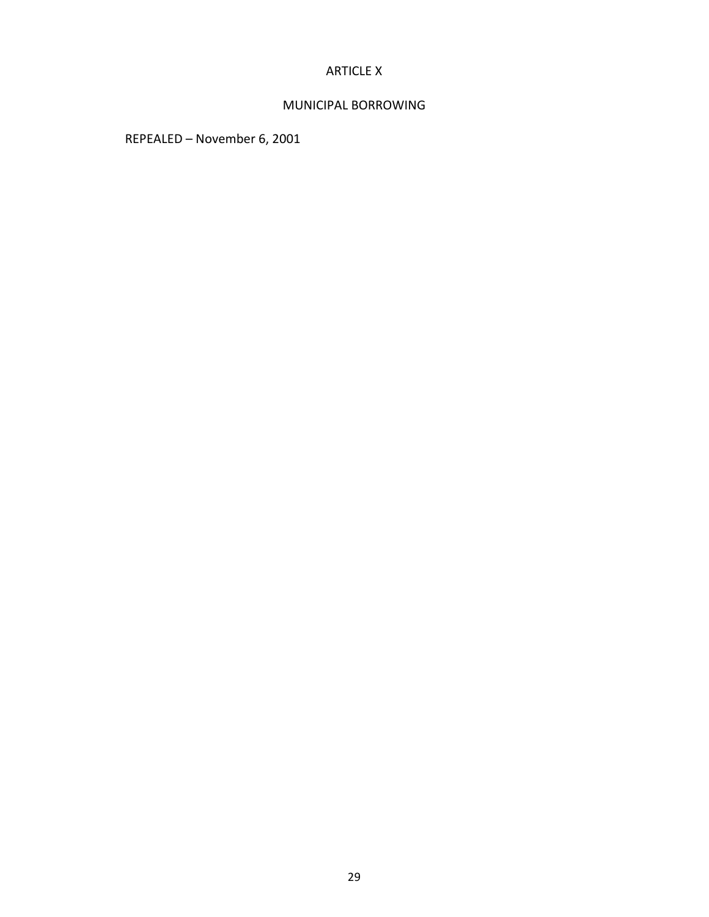# ARTICLE X

## MUNICIPAL BORROWING

REPEALED – November 6, 2001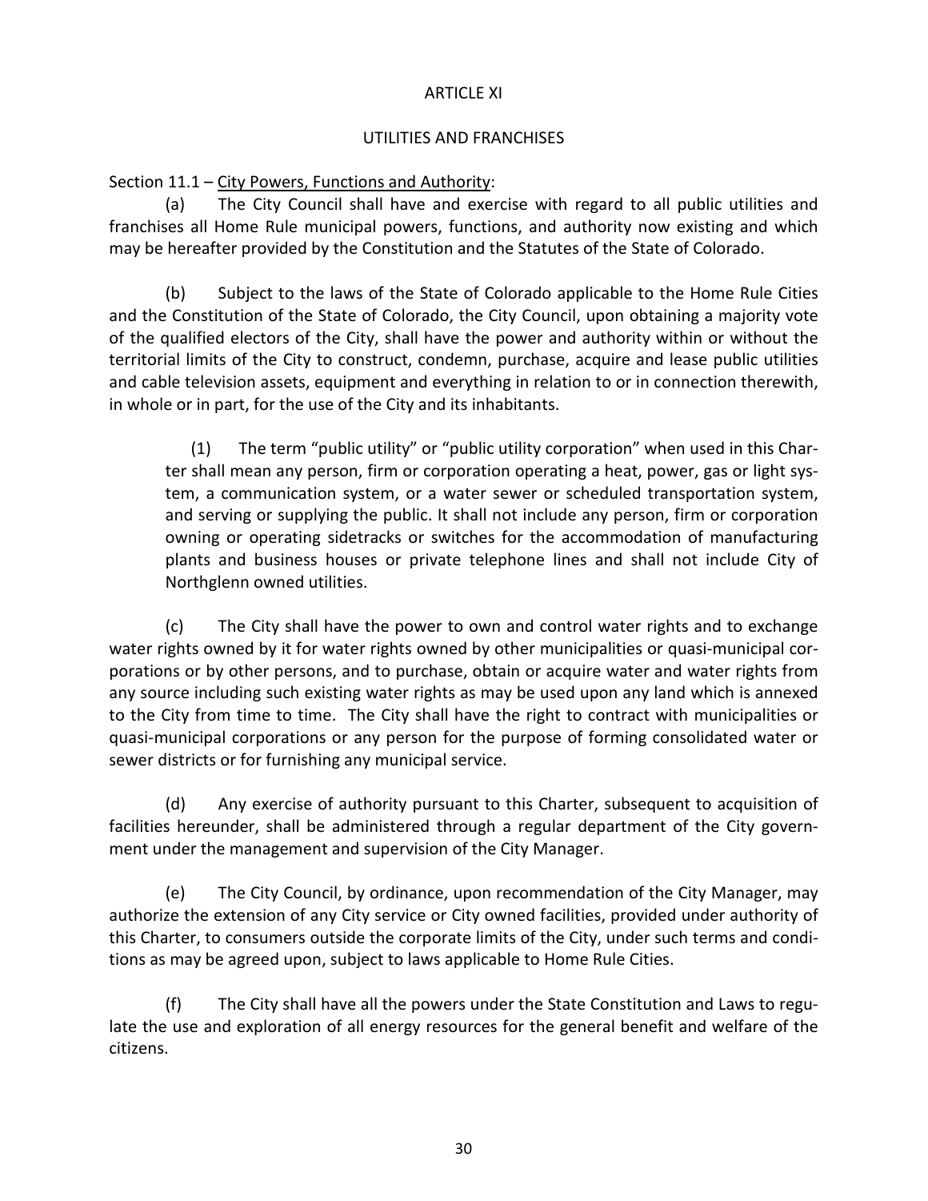# ARTICLE XI

## UTILITIES AND FRANCHISES

Section 11.1 – City Powers, Functions and Authority:

(a) The City Council shall have and exercise with regard to all public utilities and franchises all Home Rule municipal powers, functions, and authority now existing and which may be hereafter provided by the Constitution and the Statutes of the State of Colorado.

(b) Subject to the laws of the State of Colorado applicable to the Home Rule Cities and the Constitution of the State of Colorado, the City Council, upon obtaining a majority vote of the qualified electors of the City, shall have the power and authority within or without the territorial limits of the City to construct, condemn, purchase, acquire and lease public utilities and cable television assets, equipment and everything in relation to or in connection therewith, in whole or in part, for the use of the City and its inhabitants.

> (1) The term "public utility" or "public utility corporation" when used in this Charter shall mean any person, firm or corporation operating a heat, power, gas or light system, a communication system, or a water sewer or scheduled transportation system, and serving or supplying the public. It shall not include any person, firm or corporation owning or operating sidetracks or switches for the accommodation of manufacturing plants and business houses or private telephone lines and shall not include City of Northglenn owned utilities.

(c) The City shall have the power to own and control water rights and to exchange water rights owned by it for water rights owned by other municipalities or quasi-municipal corporations or by other persons, and to purchase, obtain or acquire water and water rights from any source including such existing water rights as may be used upon any land which is annexed to the City from time to time. The City shall have the right to contract with municipalities or quasi-municipal corporations or any person for the purpose of forming consolidated water or sewer districts or for furnishing any municipal service.

(d) Any exercise of authority pursuant to this Charter, subsequent to acquisition of facilities hereunder, shall be administered through a regular department of the City government under the management and supervision of the City Manager.

(e) The City Council, by ordinance, upon recommendation of the City Manager, may authorize the extension of any City service or City owned facilities, provided under authority of this Charter, to consumers outside the corporate limits of the City, under such terms and conditions as may be agreed upon, subject to laws applicable to Home Rule Cities.

(f) The City shall have all the powers under the State Constitution and Laws to regulate the use and exploration of all energy resources for the general benefit and welfare of the citizens.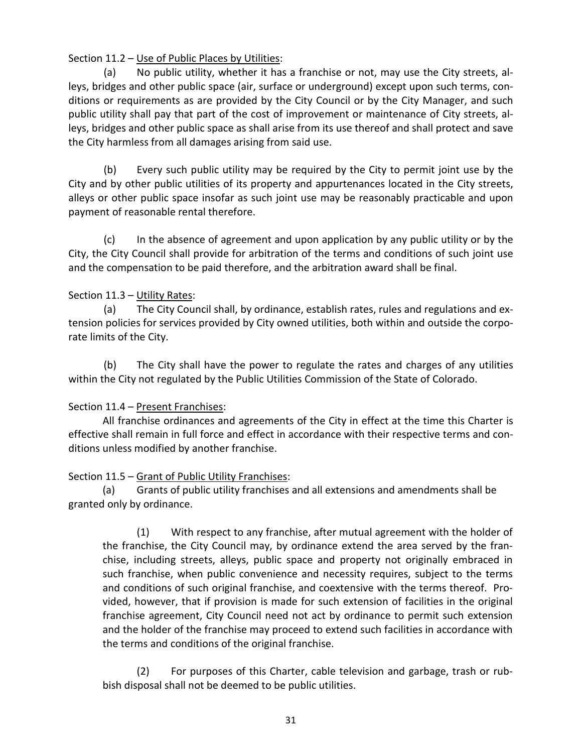Section 11.2 – Use of Public Places by Utilities:

(a) No public utility, whether it has a franchise or not, may use the City streets, alleys, bridges and other public space (air, surface or underground) except upon such terms, conditions or requirements as are provided by the City Council or by the City Manager, and such public utility shall pay that part of the cost of improvement or maintenance of City streets, alleys, bridges and other public space as shall arise from its use thereof and shall protect and save the City harmless from all damages arising from said use.

(b) Every such public utility may be required by the City to permit joint use by the City and by other public utilities of its property and appurtenances located in the City streets, alleys or other public space insofar as such joint use may be reasonably practicable and upon payment of reasonable rental therefore.

(c) In the absence of agreement and upon application by any public utility or by the City, the City Council shall provide for arbitration of the terms and conditions of such joint use and the compensation to be paid therefore, and the arbitration award shall be final.

Section 11.3 – Utility Rates:

(a) The City Council shall, by ordinance, establish rates, rules and regulations and extension policies for services provided by City owned utilities, both within and outside the corporate limits of the City.

(b) The City shall have the power to regulate the rates and charges of any utilities within the City not regulated by the Public Utilities Commission of the State of Colorado.

Section 11.4 – Present Franchises:

All franchise ordinances and agreements of the City in effect at the time this Charter is effective shall remain in full force and effect in accordance with their respective terms and conditions unless modified by another franchise.

Section 11.5 – Grant of Public Utility Franchises:

(a) Grants of public utility franchises and all extensions and amendments shall be granted only by ordinance.

> (1) With respect to any franchise, after mutual agreement with the holder of the franchise, the City Council may, by ordinance extend the area served by the franchise, including streets, alleys, public space and property not originally embraced in such franchise, when public convenience and necessity requires, subject to the terms and conditions of such original franchise, and coextensive with the terms thereof. Provided, however, that if provision is made for such extension of facilities in the original franchise agreement, City Council need not act by ordinance to permit such extension and the holder of the franchise may proceed to extend such facilities in accordance with the terms and conditions of the original franchise.
>
> (2) For purposes of this Charter, cable television and garbage, trash or rubbish disposal shall not be deemed to be public utilities.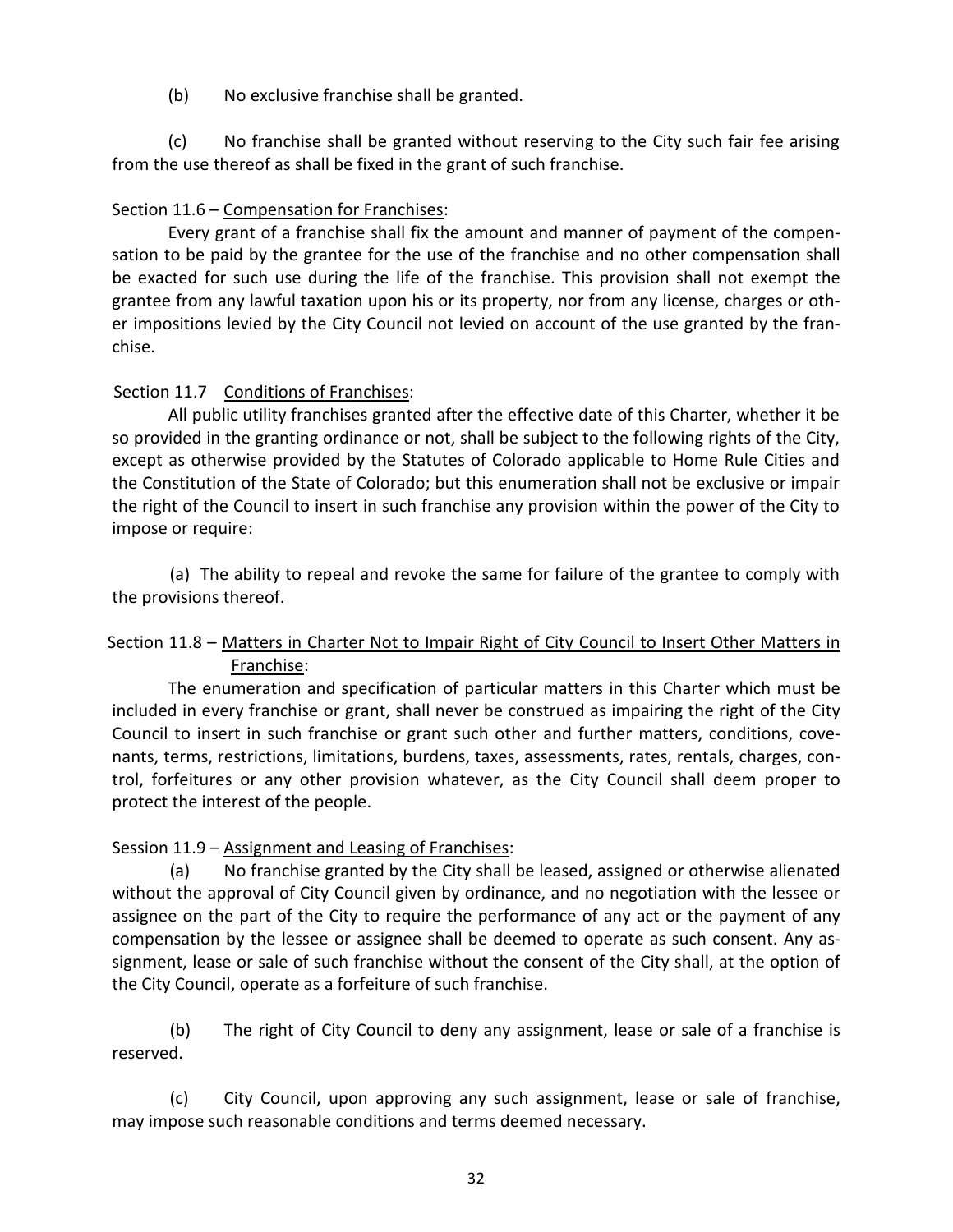(b) No exclusive franchise shall be granted.

(c) No franchise shall be granted without reserving to the City such fair fee arising from the use thereof as shall be fixed in the grant of such franchise.

Section 11.6 – Compensation for Franchises:

Every grant of a franchise shall fix the amount and manner of payment of the compensation to be paid by the grantee for the use of the franchise and no other compensation shall be exacted for such use during the life of the franchise. This provision shall not exempt the grantee from any lawful taxation upon his or its property, nor from any license, charges or other impositions levied by the City Council not levied on account of the use granted by the franchise.

Section 11.7 Conditions of Franchises:

All public utility franchises granted after the effective date of this Charter, whether it be so provided in the granting ordinance or not, shall be subject to the following rights of the City, except as otherwise provided by the Statutes of Colorado applicable to Home Rule Cities and the Constitution of the State of Colorado; but this enumeration shall not be exclusive or impair the right of the Council to insert in such franchise any provision within the power of the City to impose or require:

(a) The ability to repeal and revoke the same for failure of the grantee to comply with the provisions thereof.

Section 11.8 – Matters in Charter Not to Impair Right of City Council to Insert Other Matters in Franchise:

The enumeration and specification of particular matters in this Charter which must be included in every franchise or grant, shall never be construed as impairing the right of the City Council to insert in such franchise or grant such other and further matters, conditions, covenants, terms, restrictions, limitations, burdens, taxes, assessments, rates, rentals, charges, control, forfeitures or any other provision whatever, as the City Council shall deem proper to protect the interest of the people.

Session 11.9 – Assignment and Leasing of Franchises:

(a) No franchise granted by the City shall be leased, assigned or otherwise alienated without the approval of City Council given by ordinance, and no negotiation with the lessee or assignee on the part of the City to require the performance of any act or the payment of any compensation by the lessee or assignee shall be deemed to operate as such consent. Any assignment, lease or sale of such franchise without the consent of the City shall, at the option of the City Council, operate as a forfeiture of such franchise.

(b) The right of City Council to deny any assignment, lease or sale of a franchise is reserved.

(c) City Council, upon approving any such assignment, lease or sale of franchise, may impose such reasonable conditions and terms deemed necessary.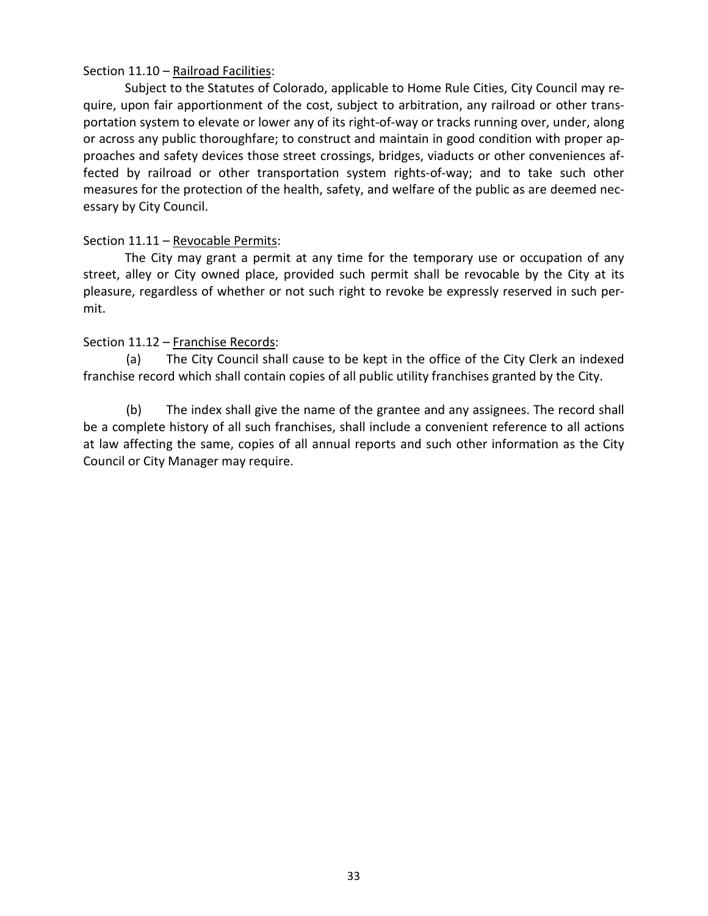Section 11.10 – Railroad Facilities:

Subject to the Statutes of Colorado, applicable to Home Rule Cities, City Council may require, upon fair apportionment of the cost, subject to arbitration, any railroad or other transportation system to elevate or lower any of its right-of-way or tracks running over, under, along or across any public thoroughfare; to construct and maintain in good condition with proper approaches and safety devices those street crossings, bridges, viaducts or other conveniences affected by railroad or other transportation system rights-of-way; and to take such other measures for the protection of the health, safety, and welfare of the public as are deemed necessary by City Council.

Section 11.11 – Revocable Permits:

The City may grant a permit at any time for the temporary use or occupation of any street, alley or City owned place, provided such permit shall be revocable by the City at its pleasure, regardless of whether or not such right to revoke be expressly reserved in such permit.

Section 11.12 – Franchise Records:

(a) The City Council shall cause to be kept in the office of the City Clerk an indexed franchise record which shall contain copies of all public utility franchises granted by the City.

(b) The index shall give the name of the grantee and any assignees. The record shall be a complete history of all such franchises, shall include a convenient reference to all actions at law affecting the same, copies of all annual reports and such other information as the City Council or City Manager may require.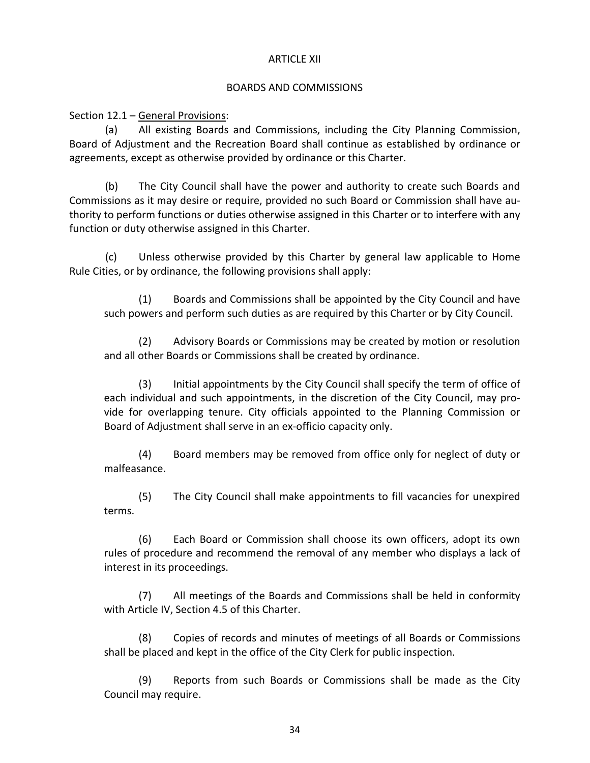# ARTICLE XII

## BOARDS AND COMMISSIONS

Section 12.1 – General Provisions:

(a) All existing Boards and Commissions, including the City Planning Commission, Board of Adjustment and the Recreation Board shall continue as established by ordinance or agreements, except as otherwise provided by ordinance or this Charter.

(b) The City Council shall have the power and authority to create such Boards and Commissions as it may desire or require, provided no such Board or Commission shall have authority to perform functions or duties otherwise assigned in this Charter or to interfere with any function or duty otherwise assigned in this Charter.

(c) Unless otherwise provided by this Charter by general law applicable to Home Rule Cities, or by ordinance, the following provisions shall apply:

> (1) Boards and Commissions shall be appointed by the City Council and have such powers and perform such duties as are required by this Charter or by City Council.
>
> (2) Advisory Boards or Commissions may be created by motion or resolution and all other Boards or Commissions shall be created by ordinance.
>
> (3) Initial appointments by the City Council shall specify the term of office of each individual and such appointments, in the discretion of the City Council, may provide for overlapping tenure. City officials appointed to the Planning Commission or Board of Adjustment shall serve in an ex-officio capacity only.
>
> (4) Board members may be removed from office only for neglect of duty or malfeasance.
>
> (5) The City Council shall make appointments to fill vacancies for unexpired terms.
>
> (6) Each Board or Commission shall choose its own officers, adopt its own rules of procedure and recommend the removal of any member who displays a lack of interest in its proceedings.
>
> (7) All meetings of the Boards and Commissions shall be held in conformity with Article IV, Section 4.5 of this Charter.
>
> (8) Copies of records and minutes of meetings of all Boards or Commissions shall be placed and kept in the office of the City Clerk for public inspection.
>
> (9) Reports from such Boards or Commissions shall be made as the City Council may require.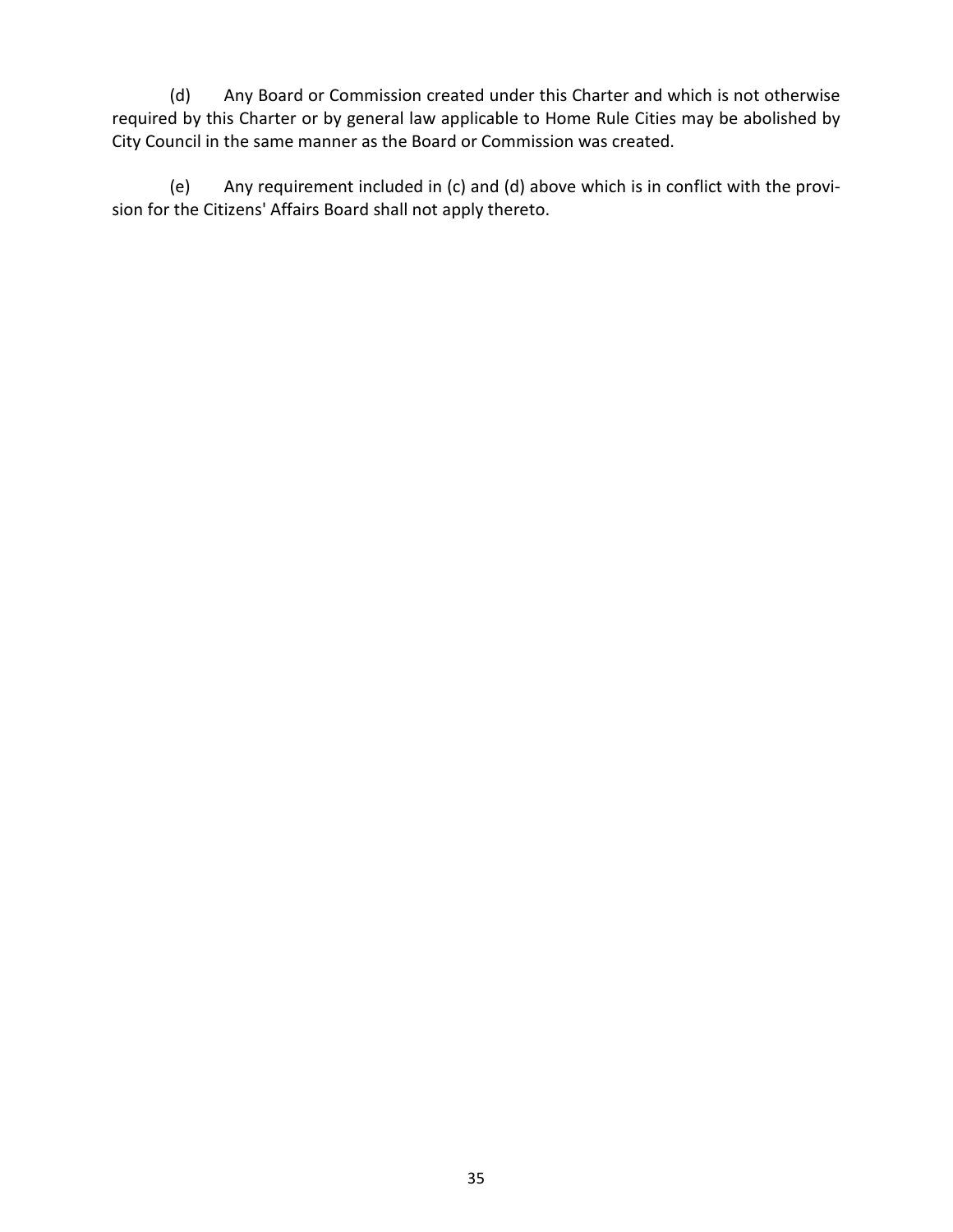(d) Any Board or Commission created under this Charter and which is not otherwise required by this Charter or by general law applicable to Home Rule Cities may be abolished by City Council in the same manner as the Board or Commission was created.

(e) Any requirement included in (c) and (d) above which is in conflict with the provision for the Citizens' Affairs Board shall not apply thereto.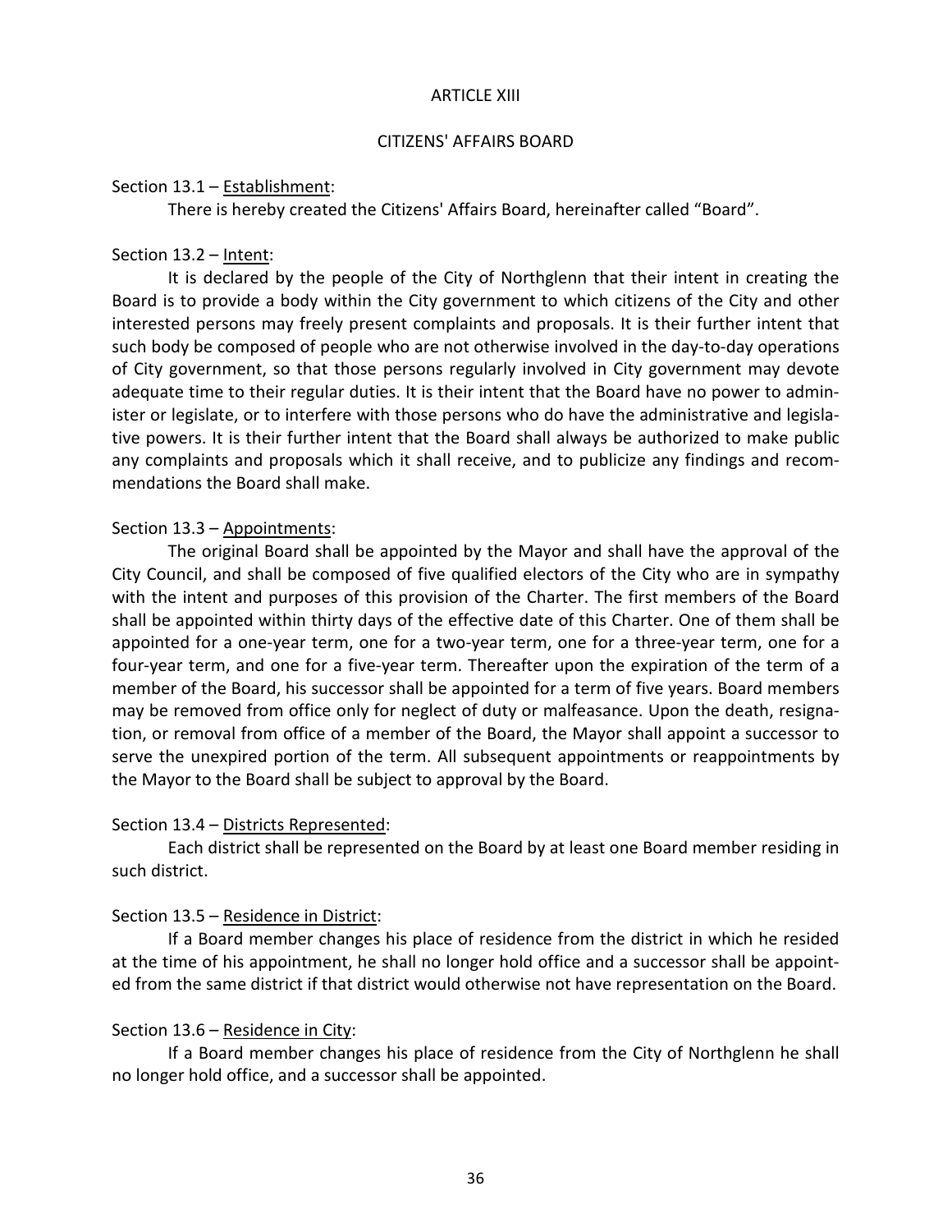# ARTICLE XIII

## CITIZENS' AFFAIRS BOARD

Section 13.1 – Establishment:

There is hereby created the Citizens' Affairs Board, hereinafter called "Board".

Section 13.2 – Intent:

It is declared by the people of the City of Northglenn that their intent in creating the Board is to provide a body within the City government to which citizens of the City and other interested persons may freely present complaints and proposals. It is their further intent that such body be composed of people who are not otherwise involved in the day-to-day operations of City government, so that those persons regularly involved in City government may devote adequate time to their regular duties. It is their intent that the Board have no power to administer or legislate, or to interfere with those persons who do have the administrative and legislative powers. It is their further intent that the Board shall always be authorized to make public any complaints and proposals which it shall receive, and to publicize any findings and recommendations the Board shall make.

Section 13.3 – Appointments:

The original Board shall be appointed by the Mayor and shall have the approval of the City Council, and shall be composed of five qualified electors of the City who are in sympathy with the intent and purposes of this provision of the Charter. The first members of the Board shall be appointed within thirty days of the effective date of this Charter. One of them shall be appointed for a one-year term, one for a two-year term, one for a three-year term, one for a four-year term, and one for a five-year term. Thereafter upon the expiration of the term of a member of the Board, his successor shall be appointed for a term of five years. Board members may be removed from office only for neglect of duty or malfeasance. Upon the death, resignation, or removal from office of a member of the Board, the Mayor shall appoint a successor to serve the unexpired portion of the term. All subsequent appointments or reappointments by the Mayor to the Board shall be subject to approval by the Board.

Section 13.4 – Districts Represented:

Each district shall be represented on the Board by at least one Board member residing in such district.

Section 13.5 – Residence in District:

If a Board member changes his place of residence from the district in which he resided at the time of his appointment, he shall no longer hold office and a successor shall be appointed from the same district if that district would otherwise not have representation on the Board.

Section 13.6 – Residence in City:

If a Board member changes his place of residence from the City of Northglenn he shall no longer hold office, and a successor shall be appointed.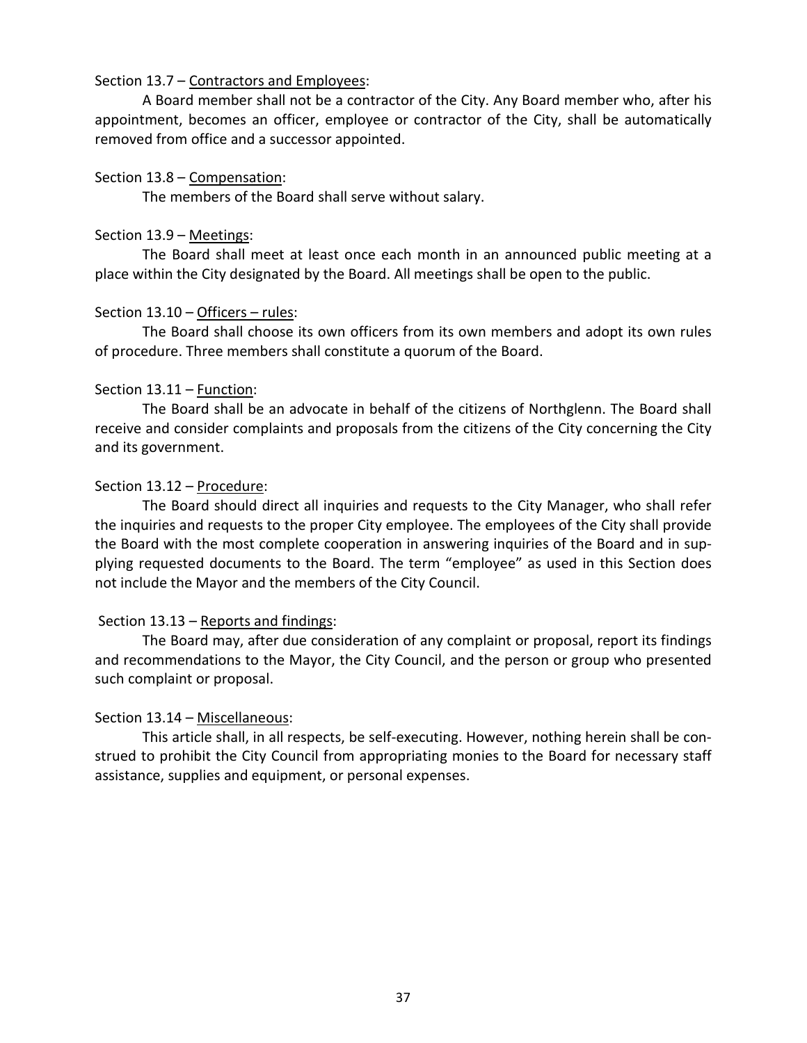Section 13.7 – Contractors and Employees:

A Board member shall not be a contractor of the City. Any Board member who, after his appointment, becomes an officer, employee or contractor of the City, shall be automatically removed from office and a successor appointed.

Section 13.8 – Compensation:

The members of the Board shall serve without salary.

Section 13.9 – Meetings:

The Board shall meet at least once each month in an announced public meeting at a place within the City designated by the Board. All meetings shall be open to the public.

Section 13.10 – Officers – rules:

The Board shall choose its own officers from its own members and adopt its own rules of procedure. Three members shall constitute a quorum of the Board.

Section 13.11 – Function:

The Board shall be an advocate in behalf of the citizens of Northglenn. The Board shall receive and consider complaints and proposals from the citizens of the City concerning the City and its government.

Section 13.12 – Procedure:

The Board should direct all inquiries and requests to the City Manager, who shall refer the inquiries and requests to the proper City employee. The employees of the City shall provide the Board with the most complete cooperation in answering inquiries of the Board and in supplying requested documents to the Board. The term "employee" as used in this Section does not include the Mayor and the members of the City Council.

Section 13.13 – Reports and findings:

The Board may, after due consideration of any complaint or proposal, report its findings and recommendations to the Mayor, the City Council, and the person or group who presented such complaint or proposal.

Section 13.14 – Miscellaneous:

This article shall, in all respects, be self-executing. However, nothing herein shall be construed to prohibit the City Council from appropriating monies to the Board for necessary staff assistance, supplies and equipment, or personal expenses.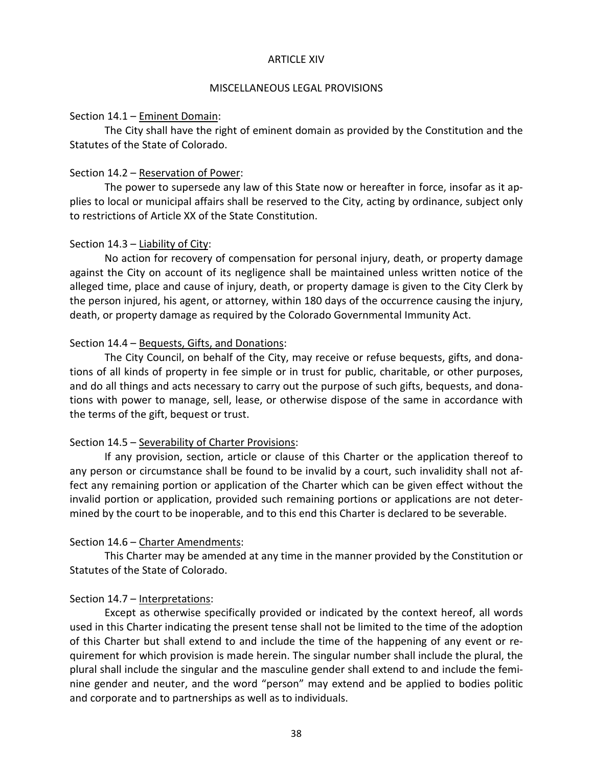# ARTICLE XIV

## MISCELLANEOUS LEGAL PROVISIONS

Section 14.1 – Eminent Domain:

The City shall have the right of eminent domain as provided by the Constitution and the Statutes of the State of Colorado.

Section 14.2 – Reservation of Power:

The power to supersede any law of this State now or hereafter in force, insofar as it applies to local or municipal affairs shall be reserved to the City, acting by ordinance, subject only to restrictions of Article XX of the State Constitution.

Section 14.3 – Liability of City:

No action for recovery of compensation for personal injury, death, or property damage against the City on account of its negligence shall be maintained unless written notice of the alleged time, place and cause of injury, death, or property damage is given to the City Clerk by the person injured, his agent, or attorney, within 180 days of the occurrence causing the injury, death, or property damage as required by the Colorado Governmental Immunity Act.

Section 14.4 – Bequests, Gifts, and Donations:

The City Council, on behalf of the City, may receive or refuse bequests, gifts, and donations of all kinds of property in fee simple or in trust for public, charitable, or other purposes, and do all things and acts necessary to carry out the purpose of such gifts, bequests, and donations with power to manage, sell, lease, or otherwise dispose of the same in accordance with the terms of the gift, bequest or trust.

Section 14.5 – Severability of Charter Provisions:

If any provision, section, article or clause of this Charter or the application thereof to any person or circumstance shall be found to be invalid by a court, such invalidity shall not affect any remaining portion or application of the Charter which can be given effect without the invalid portion or application, provided such remaining portions or applications are not determined by the court to be inoperable, and to this end this Charter is declared to be severable.

Section 14.6 – Charter Amendments:

This Charter may be amended at any time in the manner provided by the Constitution or Statutes of the State of Colorado.

Section 14.7 – Interpretations:

Except as otherwise specifically provided or indicated by the context hereof, all words used in this Charter indicating the present tense shall not be limited to the time of the adoption of this Charter but shall extend to and include the time of the happening of any event or requirement for which provision is made herein. The singular number shall include the plural, the plural shall include the singular and the masculine gender shall extend to and include the feminine gender and neuter, and the word "person" may extend and be applied to bodies politic and corporate and to partnerships as well as to individuals.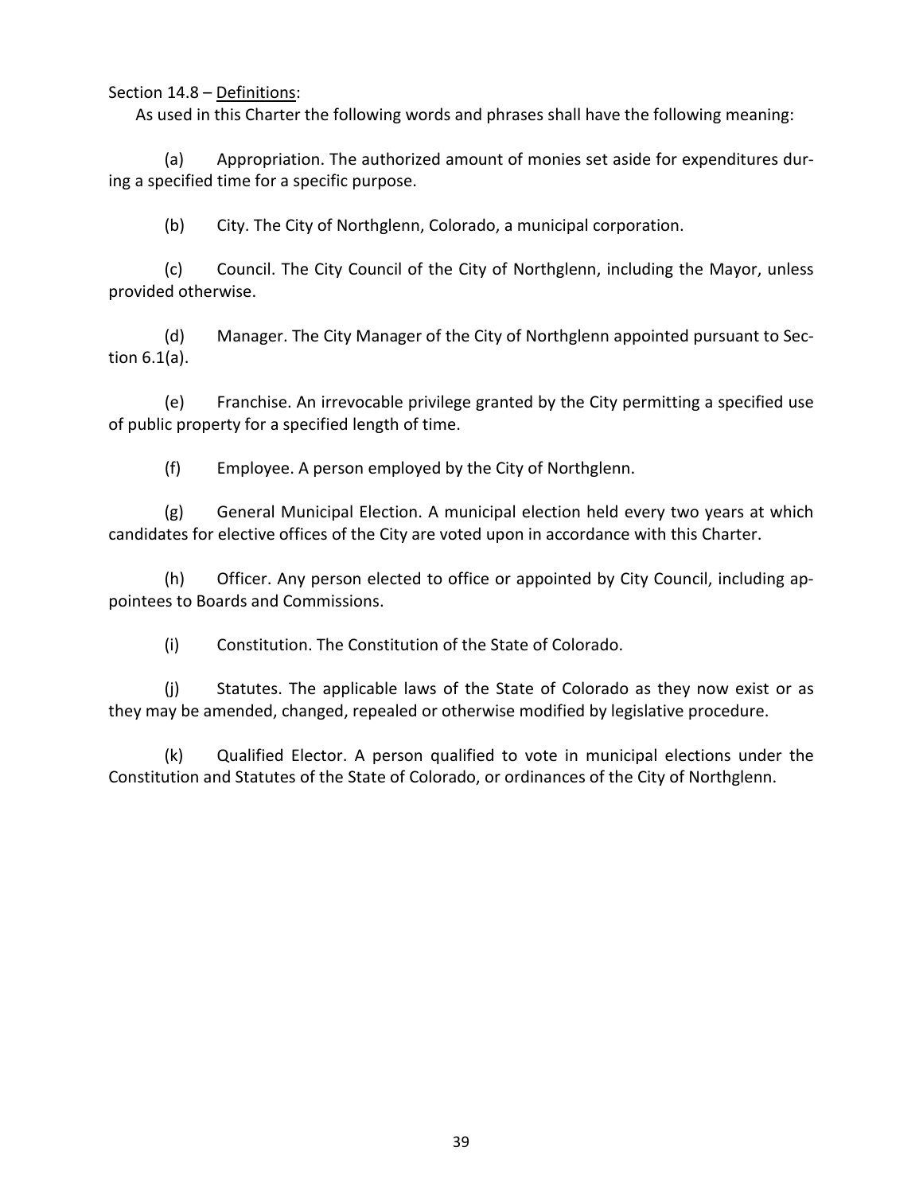Section 14.8 – Definitions:

As used in this Charter the following words and phrases shall have the following meaning:

(a) Appropriation. The authorized amount of monies set aside for expenditures during a specified time for a specific purpose.

(b) City. The City of Northglenn, Colorado, a municipal corporation.

(c) Council. The City Council of the City of Northglenn, including the Mayor, unless provided otherwise.

(d) Manager. The City Manager of the City of Northglenn appointed pursuant to Section 6.1(a).

(e) Franchise. An irrevocable privilege granted by the City permitting a specified use of public property for a specified length of time.

(f) Employee. A person employed by the City of Northglenn.

(g) General Municipal Election. A municipal election held every two years at which candidates for elective offices of the City are voted upon in accordance with this Charter.

(h) Officer. Any person elected to office or appointed by City Council, including appointees to Boards and Commissions.

(i) Constitution. The Constitution of the State of Colorado.

(j) Statutes. The applicable laws of the State of Colorado as they now exist or as they may be amended, changed, repealed or otherwise modified by legislative procedure.

(k) Qualified Elector. A person qualified to vote in municipal elections under the Constitution and Statutes of the State of Colorado, or ordinances of the City of Northglenn.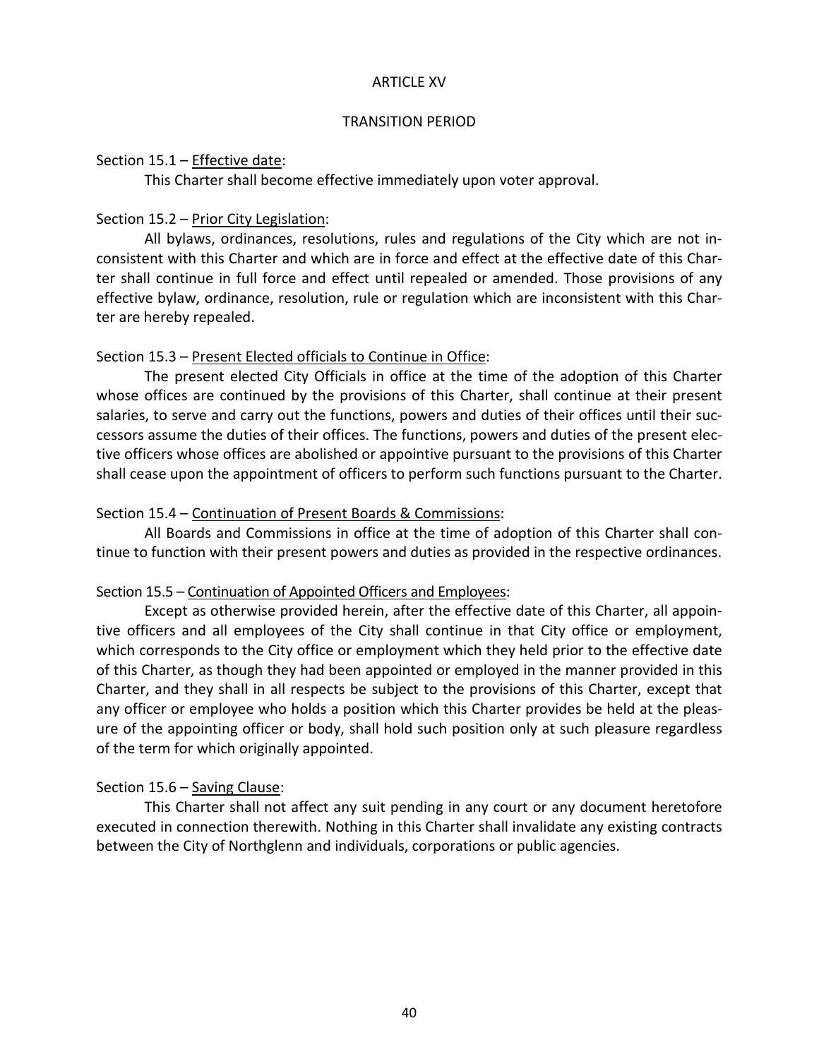# ARTICLE XV

## TRANSITION PERIOD

Section 15.1 – Effective date:

This Charter shall become effective immediately upon voter approval.

Section 15.2 – Prior City Legislation:

All bylaws, ordinances, resolutions, rules and regulations of the City which are not inconsistent with this Charter and which are in force and effect at the effective date of this Charter shall continue in full force and effect until repealed or amended. Those provisions of any effective bylaw, ordinance, resolution, rule or regulation which are inconsistent with this Charter are hereby repealed.

Section 15.3 – Present Elected officials to Continue in Office:

The present elected City Officials in office at the time of the adoption of this Charter whose offices are continued by the provisions of this Charter, shall continue at their present salaries, to serve and carry out the functions, powers and duties of their offices until their successors assume the duties of their offices. The functions, powers and duties of the present elective officers whose offices are abolished or appointive pursuant to the provisions of this Charter shall cease upon the appointment of officers to perform such functions pursuant to the Charter.

Section 15.4 – Continuation of Present Boards & Commissions:

All Boards and Commissions in office at the time of adoption of this Charter shall continue to function with their present powers and duties as provided in the respective ordinances.

Section 15.5 – Continuation of Appointed Officers and Employees:

Except as otherwise provided herein, after the effective date of this Charter, all appointive officers and all employees of the City shall continue in that City office or employment, which corresponds to the City office or employment which they held prior to the effective date of this Charter, as though they had been appointed or employed in the manner provided in this Charter, and they shall in all respects be subject to the provisions of this Charter, except that any officer or employee who holds a position which this Charter provides be held at the pleasure of the appointing officer or body, shall hold such position only at such pleasure regardless of the term for which originally appointed.

Section 15.6 – Saving Clause:

This Charter shall not affect any suit pending in any court or any document heretofore executed in connection therewith. Nothing in this Charter shall invalidate any existing contracts between the City of Northglenn and individuals, corporations or public agencies.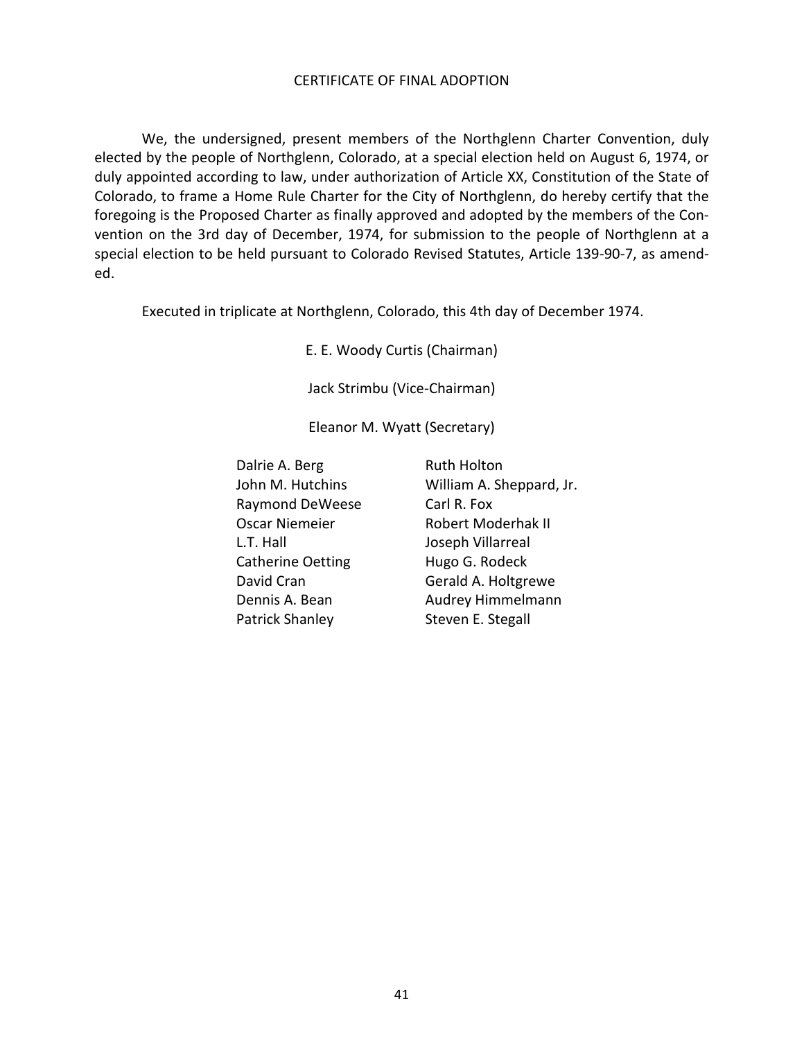## CERTIFICATE OF FINAL ADOPTION

We, the undersigned, present members of the Northglenn Charter Convention, duly elected by the people of Northglenn, Colorado, at a special election held on August 6, 1974, or duly appointed according to law, under authorization of Article XX, Constitution of the State of Colorado, to frame a Home Rule Charter for the City of Northglenn, do hereby certify that the foregoing is the Proposed Charter as finally approved and adopted by the members of the Convention on the 3rd day of December, 1974, for submission to the people of Northglenn at a special election to be held pursuant to Colorado Revised Statutes, Article 139-90-7, as amended.

Executed in triplicate at Northglenn, Colorado, this 4th day of December 1974.

E. E. Woody Curtis (Chairman)

Jack Strimbu (Vice-Chairman)

Eleanor M. Wyatt (Secretary)

Dalrie A. Berg
Ruth Holton
John M. Hutchins
William A. Sheppard, Jr.
Raymond DeWeese
Carl R. Fox
Oscar Niemeier
Robert Moderhak II
L.T. Hall
Joseph Villarreal
Catherine Oetting
Hugo G. Rodeck
David Cran
Gerald A. Holtgrewe
Dennis A. Bean
Audrey Himmelmann
Patrick Shanley
Steven E. Stegall